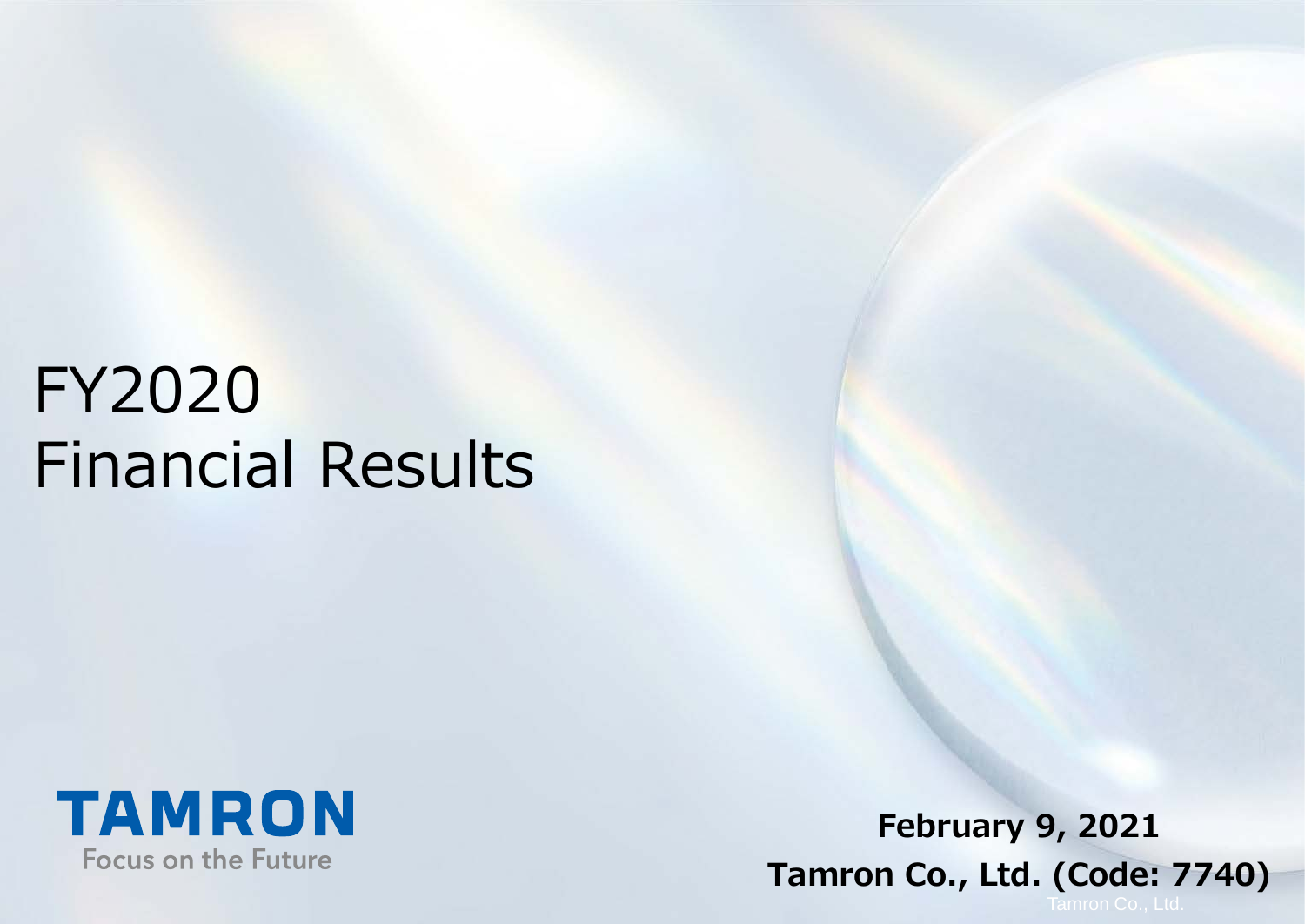# FY2020 Financial Results

**TAMRON**

Focus on the Future

**February 9, 2021**

**Tamron Co., Ltd. (Code: 7740)**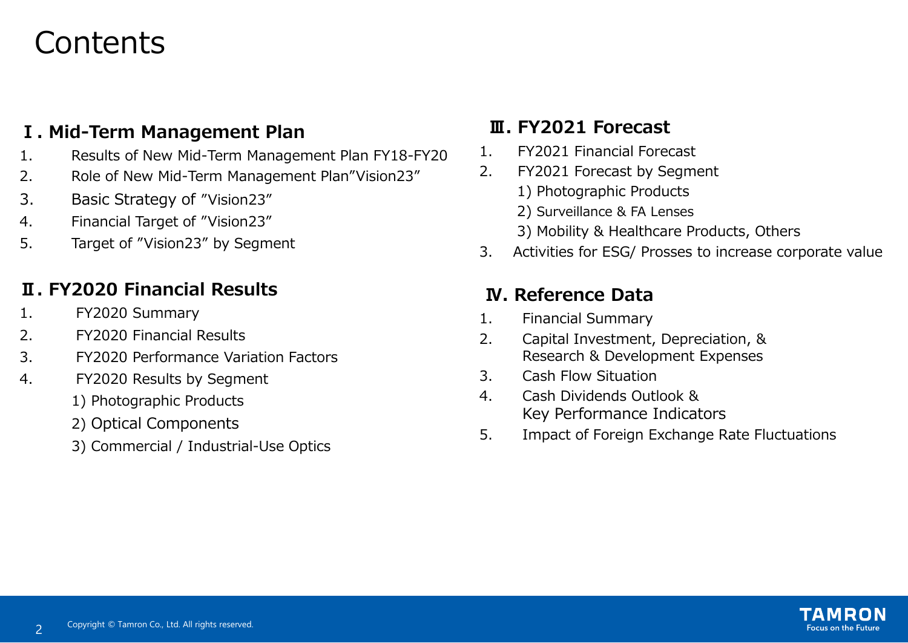# Contents

## Ⅰ. Mid-Term Management Plan

1. Results of New Mid-Term Management Plan FY18-FY20
2. Role of New Mid-Term Management Plan”Vision23”
3. Basic Strategy of ”Vision23”
4. Financial Target of ”Vision23”
5. Target of ”Vision23” by Segment

## Ⅱ. FY2020 Financial Results

1. FY2020 Summary
2. FY2020 Financial Results
3. FY2020 Performance Variation Factors
4. FY2020 Results by Segment
   1) Photographic Products
   2) Optical Components
   3) Commercial / Industrial-Use Optics

## Ⅲ. FY2021 Forecast

1. FY2021 Financial Forecast
2. FY2021 Forecast by Segment
   1) Photographic Products
   2) Surveillance & FA Lenses
   3) Mobility & Healthcare Products, Others
3. Activities for ESG/ Prosses to increase corporate value

## Ⅳ. Reference Data

1. Financial Summary
2. Capital Investment, Depreciation, & Research & Development Expenses
3. Cash Flow Situation
4. Cash Dividends Outlook & Key Performance Indicators
5. Impact of Foreign Exchange Rate Fluctuations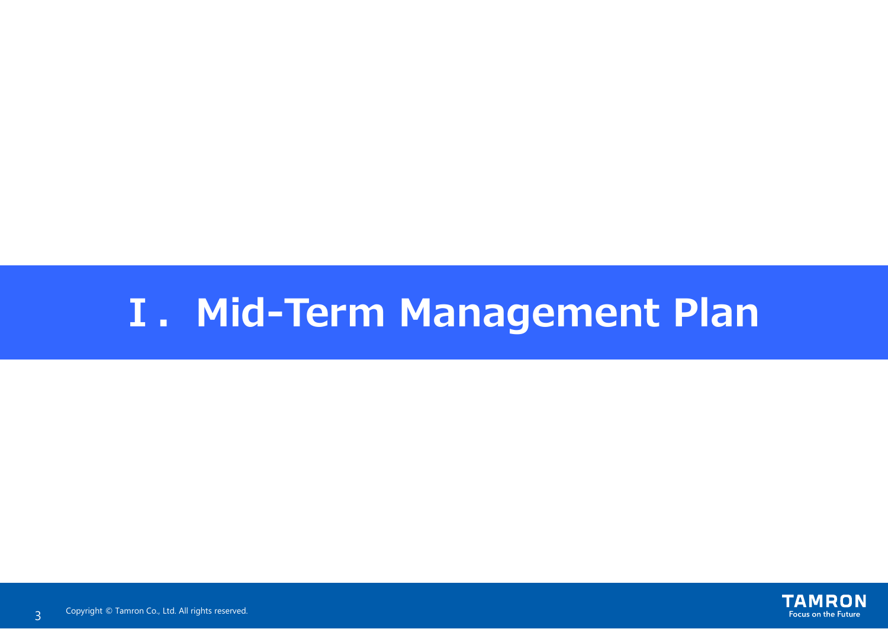# Ⅰ. Mid-Term Management Plan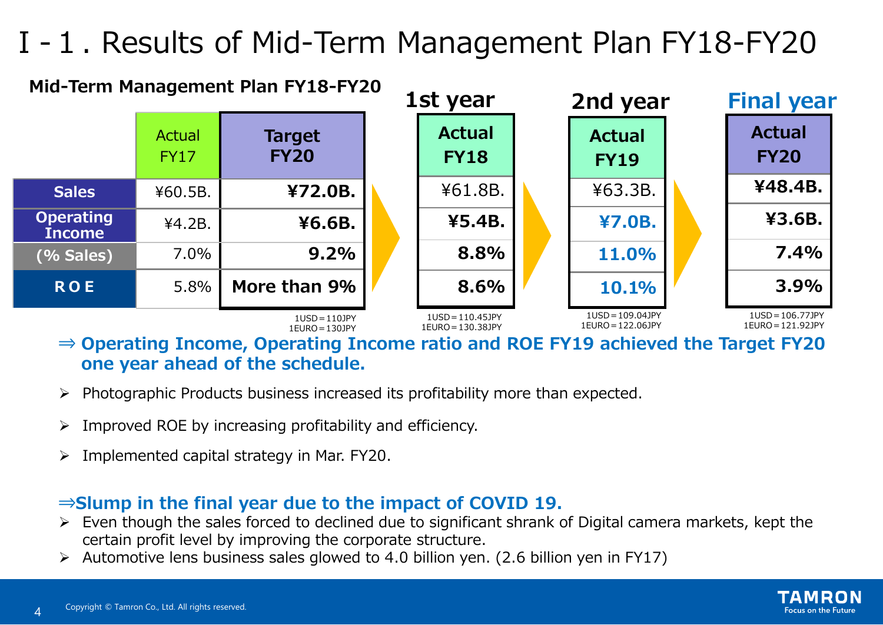# I - 1 . Results of Mid-Term Management Plan FY18-FY20

**Mid-Term Management Plan FY18-FY20**

| | Actual FY17 | Target FY20 | 1st year Actual FY18 | 2nd year Actual FY19 | Final year Actual FY20 |
|---|---|---|---|---|---|
| **Sales** | ¥60.5B. | **¥72.0B.** | ¥61.8B. | ¥63.3B. | **¥48.4B.** |
| **Operating Income** | ¥4.2B. | **¥6.6B.** | **¥5.4B.** | **¥7.0B.** | **¥3.6B.** |
| **(% Sales)** | 7.0% | **9.2%** | **8.8%** | **11.0%** | **7.4%** |
| **ROE** | 5.8% | **More than 9%** | **8.6%** | **10.1%** | **3.9%** |
| | | 1USD＝110JPY 1EURO＝130JPY | 1USD＝110.45JPY 1EURO＝130.38JPY | 1USD＝109.04JPY 1EURO＝122.06JPY | 1USD＝106.77JPY 1EURO＝121.92JPY |

**⇒ Operating Income, Operating Income ratio and ROE FY19 achieved the Target FY20 one year ahead of the schedule.**

- Photographic Products business increased its profitability more than expected.
- Improved ROE by increasing profitability and efficiency.
- Implemented capital strategy in Mar. FY20.

**⇒Slump in the final year due to the impact of COVID 19.**

- Even though the sales forced to declined due to significant shrank of Digital camera markets, kept the certain profit level by improving the corporate structure.
- Automotive lens business sales glowed to 4.0 billion yen. (2.6 billion yen in FY17)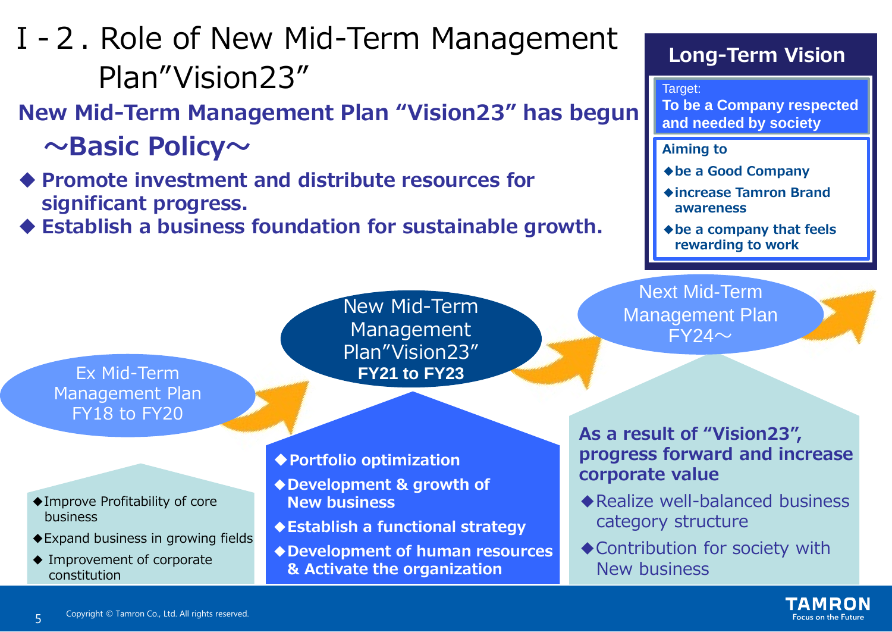# Ⅰ-2．Role of New Mid-Term Management Plan"Vision23"

## New Mid-Term Management Plan "Vision23" has begun

### ～Basic Policy～

- ◆ **Promote investment and distribute resources for significant progress.**
- ◆ **Establish a business foundation for sustainable growth.**

**Long-Term Vision**

Target:
**To be a Company respected and needed by society**

**Aiming to**

- ◆**be a Good Company**
- ◆**increase Tamron Brand awareness**
- ◆**be a company that feels rewarding to work**

**Ex Mid-Term Management Plan FY18 to FY20**

- ◆Improve Profitability of core business
- ◆Expand business in growing fields
- ◆ Improvement of corporate constitution

**New Mid-Term Management Plan"Vision23" FY21 to FY23**

- ◆**Portfolio optimization**
- ◆**Development & growth of New business**
- ◆**Establish a functional strategy**
- ◆**Development of human resources & Activate the organization**

**Next Mid-Term Management Plan FY24～**

**As a result of "Vision23", progress forward and increase corporate value**

- ◆Realize well-balanced business category structure
- ◆Contribution for society with New business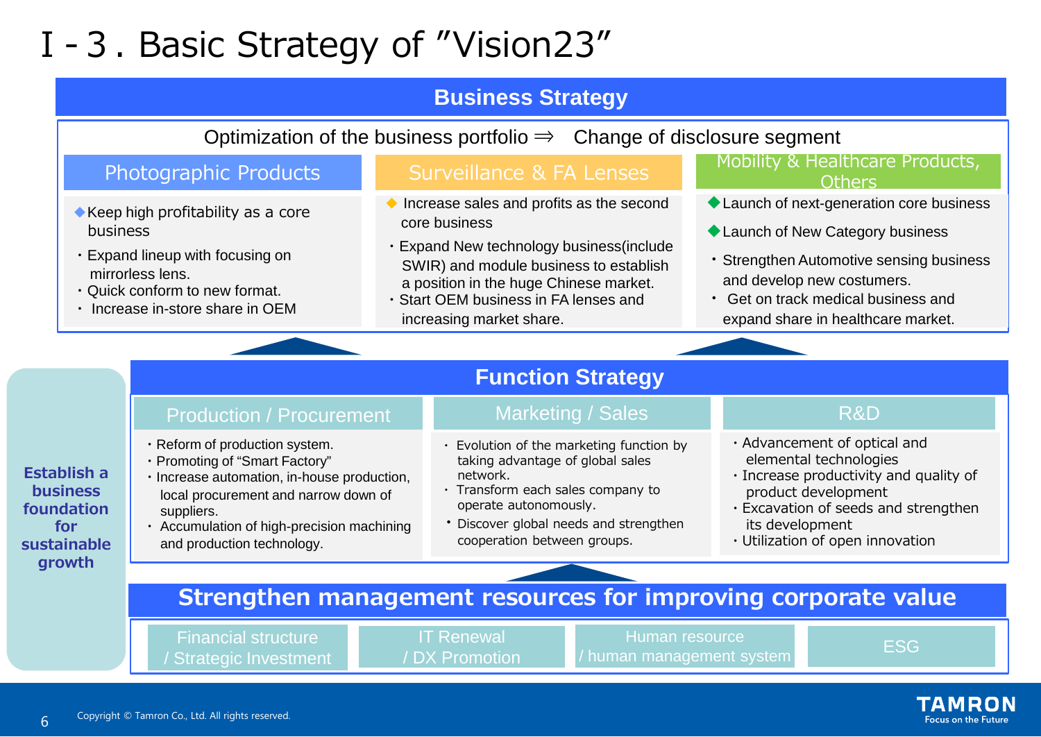# I - 3 . Basic Strategy of "Vision23"

## Business Strategy

Optimization of the business portfolio ⇒ Change of disclosure segment

### Photographic Products

- ◆Keep high profitability as a core business
- ・Expand lineup with focusing on mirrorless lens.
- ・Quick conform to new format.
- ・ Increase in-store share in OEM

### Surveillance & FA Lenses

- ◆ Increase sales and profits as the second core business
- ・Expand New technology business(include SWIR) and module business to establish a position in the huge Chinese market.
- ・Start OEM business in FA lenses and increasing market share.

### Mobility & Healthcare Products, Others

- ◆Launch of next-generation core business
- ◆Launch of New Category business
- ・Strengthen Automotive sensing business and develop new costumers.
- ・ Get on track medical business and expand share in healthcare market.

## Function Strategy

### Production / Procurement

- ・Reform of production system.
- ・Promoting of "Smart Factory"
- ・Increase automation, in-house production, local procurement and narrow down of suppliers.
- ・ Accumulation of high-precision machining and production technology.

### Marketing / Sales

- ・ Evolution of the marketing function by taking advantage of global sales network.
- ・ Transform each sales company to operate autonomously.
- ・Discover global needs and strengthen cooperation between groups.

### R&D

- ・Advancement of optical and elemental technologies
- ・Increase productivity and quality of product development
- ・Excavation of seeds and strengthen its development
- ・Utilization of open innovation

## Strengthen management resources for improving corporate value

- Financial structure / Strategic Investment
- IT Renewal / DX Promotion
- Human resource / human management system
- ESG

**Establish a business foundation for sustainable growth**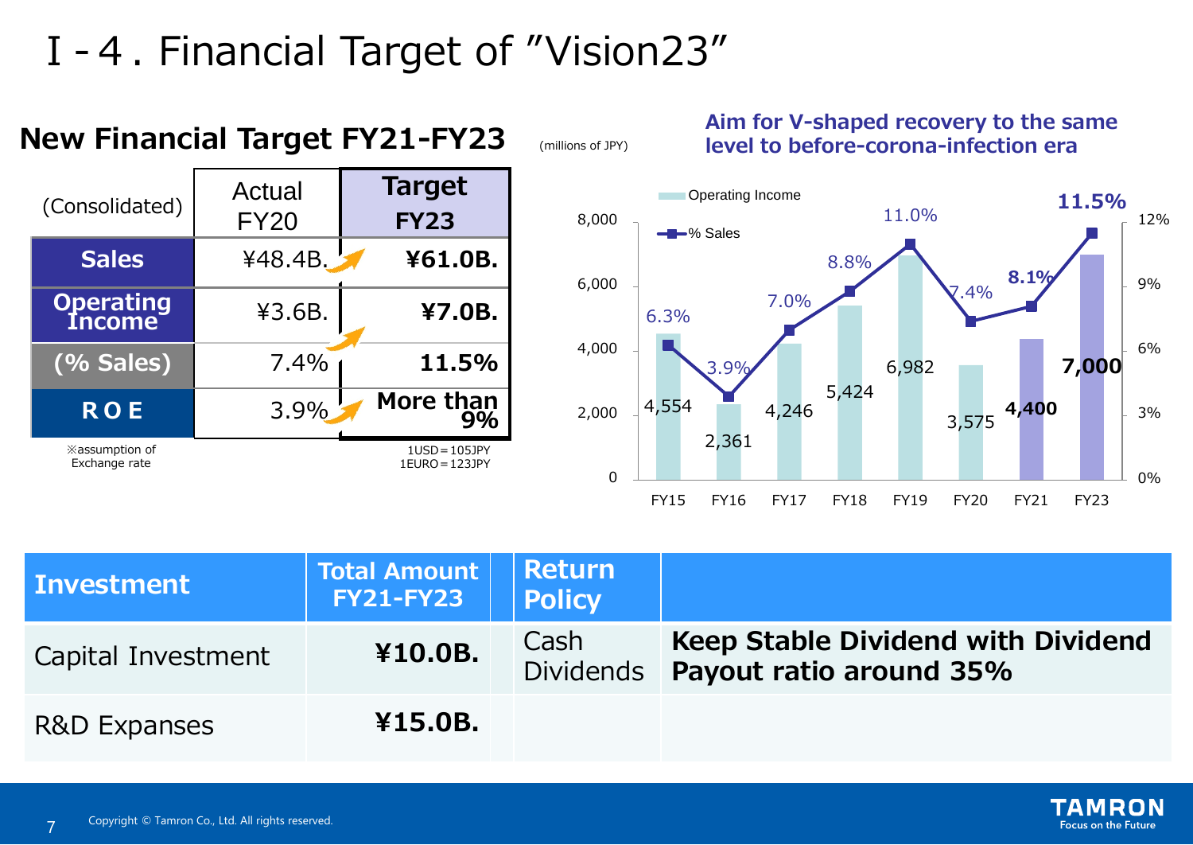# I - 4 . Financial Target of "Vision23"

## New Financial Target FY21-FY23

| (Consolidated) | Actual FY20 | Target FY23 |
|---|---|---|
| **Sales** | ¥48.4B. | **¥61.0B.** |
| **Operating Income** | ¥3.6B. | **¥7.0B.** |
| **(% Sales)** | 7.4% | **11.5%** |
| **ROE** | 3.9% | **More than 9%** |

※assumption of Exchange rate: 1USD＝105JPY, 1EURO＝123JPY

(millions of JPY)

**Aim for V-shaped recovery to the same level to before-corona-infection era**

| | FY15 | FY16 | FY17 | FY18 | FY19 | FY20 | FY21 | FY23 |
|---|---|---|---|---|---|---|---|---|
| Operating Income | 4,554 | 2,361 | 4,246 | 5,424 | 6,982 | 3,575 | **4,400** | **7,000** |
| % Sales | 6.3% | 3.9% | 7.0% | 8.8% | 11.0% | 7.4% | **8.1%** | **11.5%** |

| Investment | Total Amount FY21-FY23 | Return Policy | |
|---|---|---|---|
| Capital Investment | **¥10.0B.** | Cash Dividends | **Keep Stable Dividend with Dividend Payout ratio around 35%** |
| R&D Expanses | **¥15.0B.** | | |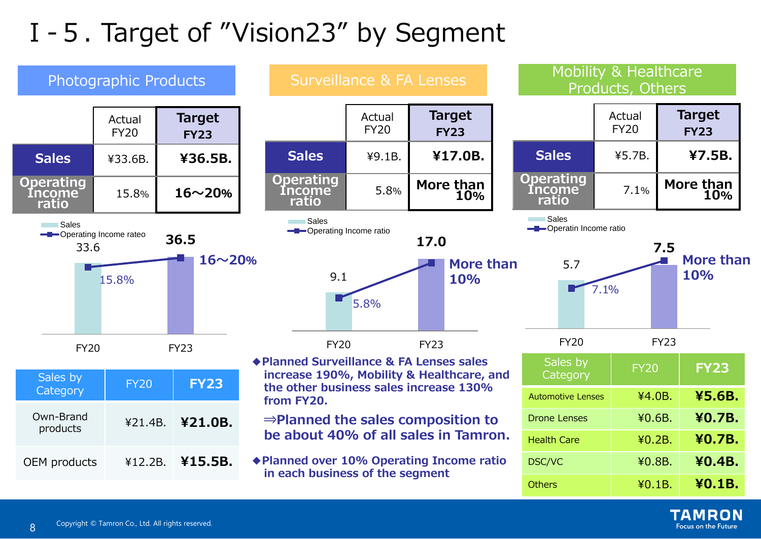# I - 5. Target of "Vision23" by Segment

## Photographic Products

| | Actual FY20 | **Target FY23** |
|---|---|---|
| **Sales** | ¥33.6B. | **¥36.5B.** |
| **Operating Income ratio** | 15.8% | **16～20%** |

Sales / Operating Income rateo

| | FY20 | FY23 |
|---|---|---|
| Sales | 33.6 | 36.5 |
| Operating Income ratio | 15.8% | 16～20% |

| Sales by Category | FY20 | **FY23** |
|---|---|---|
| Own-Brand products | ¥21.4B. | **¥21.0B.** |
| OEM products | ¥12.2B. | **¥15.5B.** |

## Surveillance & FA Lenses

| | Actual FY20 | **Target FY23** |
|---|---|---|
| **Sales** | ¥9.1B. | **¥17.0B.** |
| **Operating Income ratio** | 5.8% | **More than 10%** |

Sales / Operating Income ratio

| | FY20 | FY23 |
|---|---|---|
| Sales | 9.1 | 17.0 |
| Operating Income ratio | 5.8% | More than 10% |

◆**Planned Surveillance & FA Lenses sales increase 190%, Mobility & Healthcare, and the other business sales increase 130% from FY20.**

**⇒Planned the sales composition to be about 40% of all sales in Tamron.**

◆**Planned over 10% Operating Income ratio in each business of the segment**

## Mobility & Healthcare Products, Others

| | Actual FY20 | **Target FY23** |
|---|---|---|
| **Sales** | ¥5.7B. | **¥7.5B.** |
| **Operating Income ratio** | 7.1% | **More than 10%** |

Sales / Operatin Income ratio

| | FY20 | FY23 |
|---|---|---|
| Sales | 5.7 | 7.5 |
| Operating Income ratio | 7.1% | More than 10% |

| Sales by Category | FY20 | **FY23** |
|---|---|---|
| Automotive Lenses | ¥4.0B. | **¥5.6B.** |
| Drone Lenses | ¥0.6B. | **¥0.7B.** |
| Health Care | ¥0.2B. | **¥0.7B.** |
| DSC/VC | ¥0.8B. | **¥0.4B.** |
| Others | ¥0.1B. | **¥0.1B.** |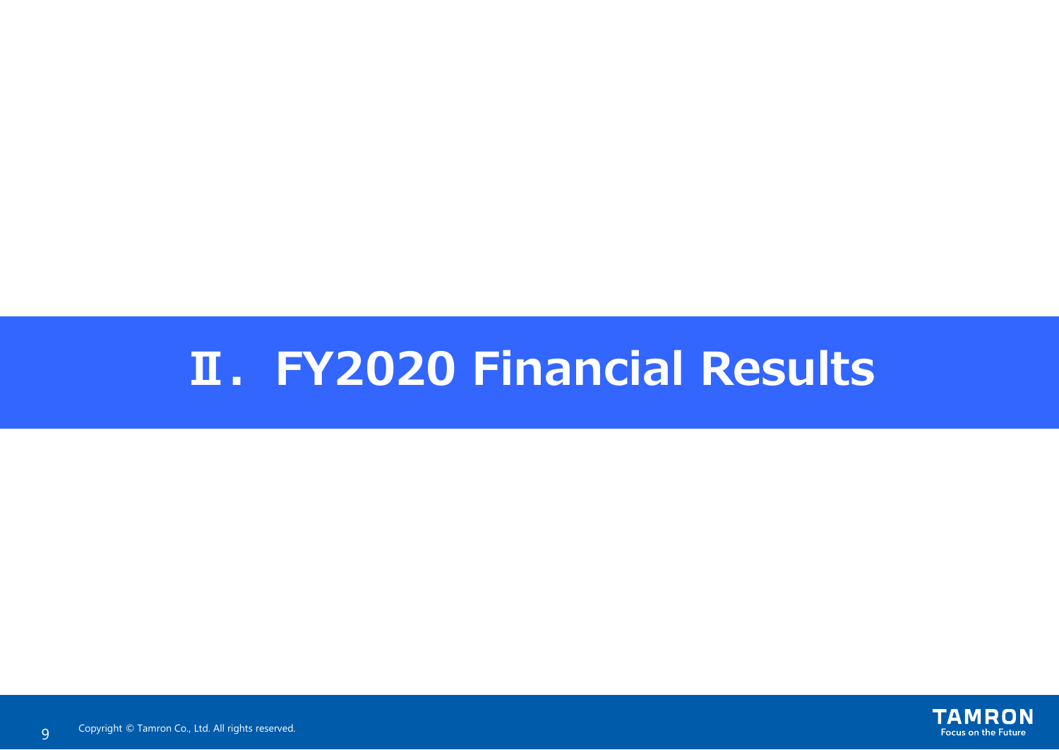# Ⅱ. FY2020 Financial Results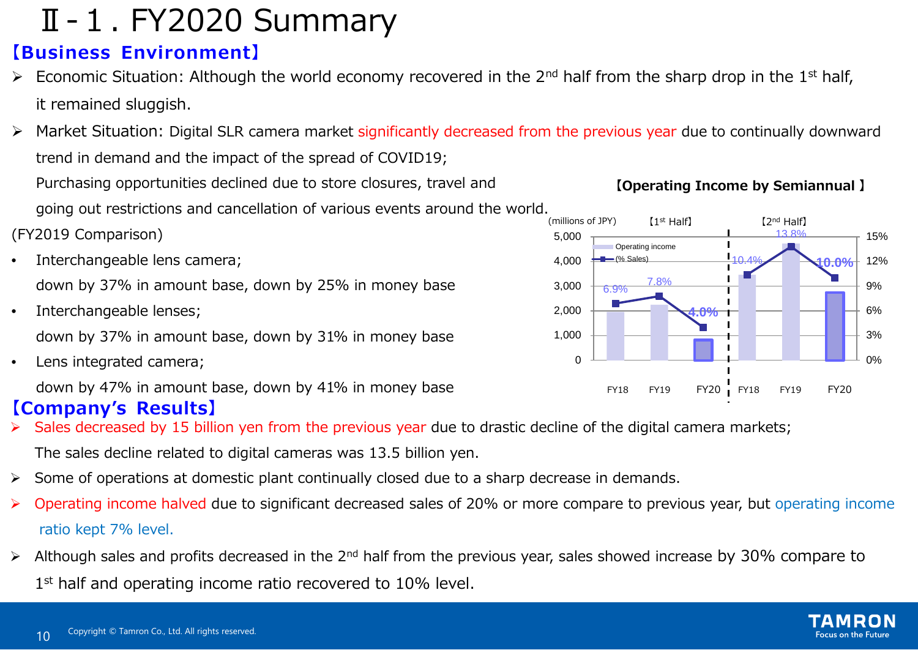# Ⅱ-1 . FY2020 Summary

## 【Business Environment】

- Economic Situation: Although the world economy recovered in the 2nd half from the sharp drop in the 1st half, it remained sluggish.
- Market Situation: Digital SLR camera market significantly decreased from the previous year due to continually downward trend in demand and the impact of the spread of COVID19;
  Purchasing opportunities declined due to store closures, travel and going out restrictions and cancellation of various events around the world.

(FY2019 Comparison)

- Interchangeable lens camera;
  down by 37% in amount base, down by 25% in money base
- Interchangeable lenses;
  down by 37% in amount base, down by 31% in money base
- Lens integrated camera;
  down by 47% in amount base, down by 41% in money base

**【Operating Income by Semiannual 】**

(millions of JPY)

| | 【1st Half】 | | | 【2nd Half】 | | |
|---|---|---|---|---|---|---|
| | FY18 | FY19 | FY20 | FY18 | FY19 | FY20 |
| (% Sales) | 6.9% | 7.8% | 4.0% | 10.4% | 13.8% | 10.0% |

## 【Company's Results】

- Sales decreased by 15 billion yen from the previous year due to drastic decline of the digital camera markets;
  The sales decline related to digital cameras was 13.5 billion yen.
- Some of operations at domestic plant continually closed due to a sharp decrease in demands.
- Operating income halved due to significant decreased sales of 20% or more compare to previous year, but operating income ratio kept 7% level.
- Although sales and profits decreased in the 2nd half from the previous year, sales showed increase by 30% compare to 1st half and operating income ratio recovered to 10% level.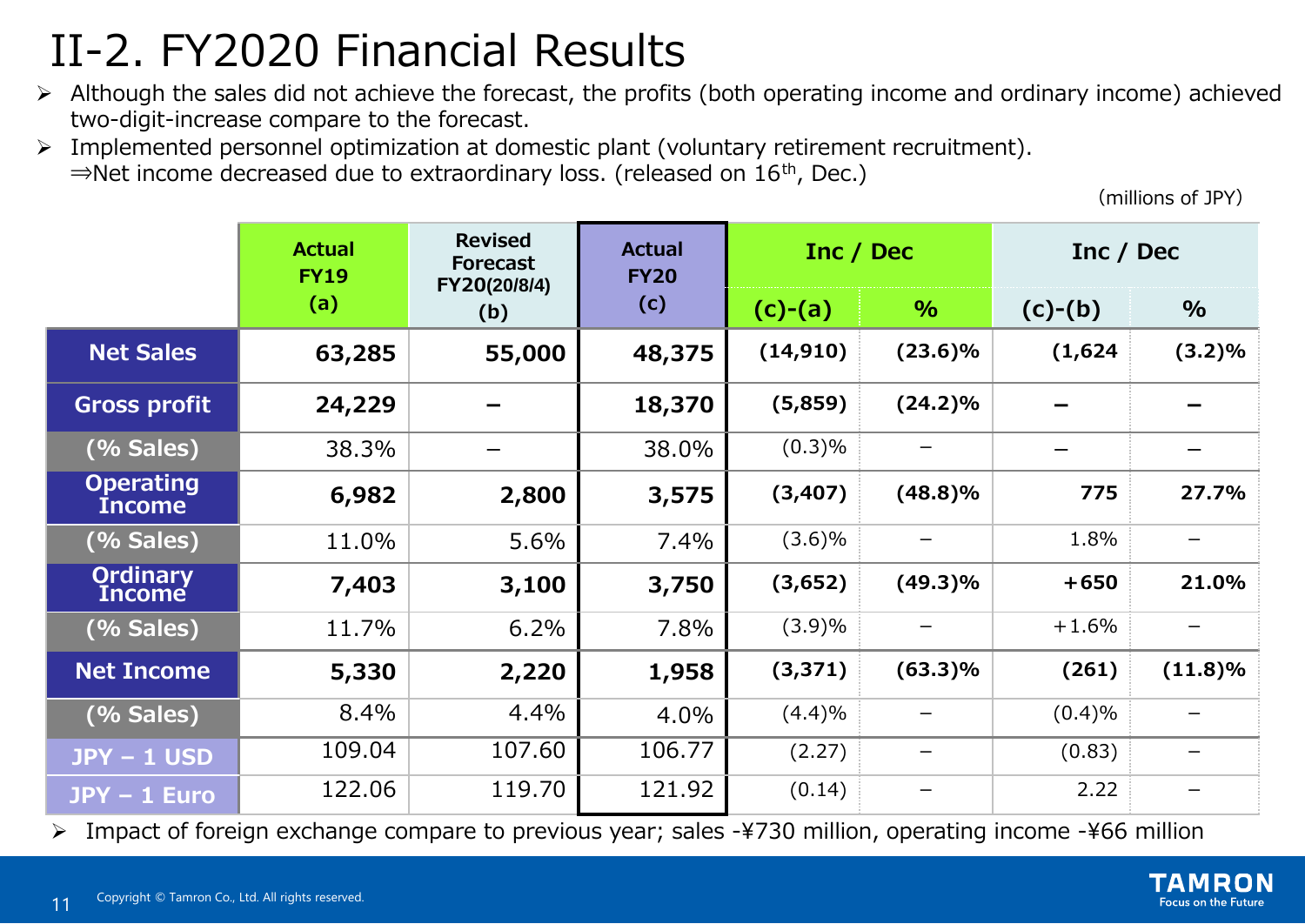# II-2. FY2020 Financial Results

- Although the sales did not achieve the forecast, the profits (both operating income and ordinary income) achieved two-digit-increase compare to the forecast.
- Implemented personnel optimization at domestic plant (voluntary retirement recruitment).
  ⇒Net income decreased due to extraordinary loss. (released on 16th, Dec.)

(millions of JPY)

| | Actual FY19 (a) | Revised Forecast FY20(20/8/4) (b) | Actual FY20 (c) | Inc / Dec | | Inc / Dec | |
|---|---|---|---|---|---|---|---|
| | | | | (c)-(a) | % | (c)-(b) | % |
| **Net Sales** | **63,285** | **55,000** | **48,375** | **(14,910)** | **(23.6)%** | **(1,624** | **(3.2)%** |
| **Gross profit** | **24,229** | **–** | **18,370** | **(5,859)** | **(24.2)%** | **–** | **–** |
| (% Sales) | 38.3% | – | 38.0% | (0.3)% | – | – | – |
| **Operating Income** | **6,982** | **2,800** | **3,575** | **(3,407)** | **(48.8)%** | **775** | **27.7%** |
| (% Sales) | 11.0% | 5.6% | 7.4% | (3.6)% | – | 1.8% | – |
| **Ordinary Income** | **7,403** | **3,100** | **3,750** | **(3,652)** | **(49.3)%** | **+650** | **21.0%** |
| (% Sales) | 11.7% | 6.2% | 7.8% | (3.9)% | – | +1.6% | – |
| **Net Income** | **5,330** | **2,220** | **1,958** | **(3,371)** | **(63.3)%** | **(261)** | **(11.8)%** |
| (% Sales) | 8.4% | 4.4% | 4.0% | (4.4)% | – | (0.4)% | – |
| JPY – 1 USD | 109.04 | 107.60 | 106.77 | (2.27) | – | (0.83) | – |
| JPY – 1 Euro | 122.06 | 119.70 | 121.92 | (0.14) | – | 2.22 | – |

- Impact of foreign exchange compare to previous year; sales -¥730 million, operating income -¥66 million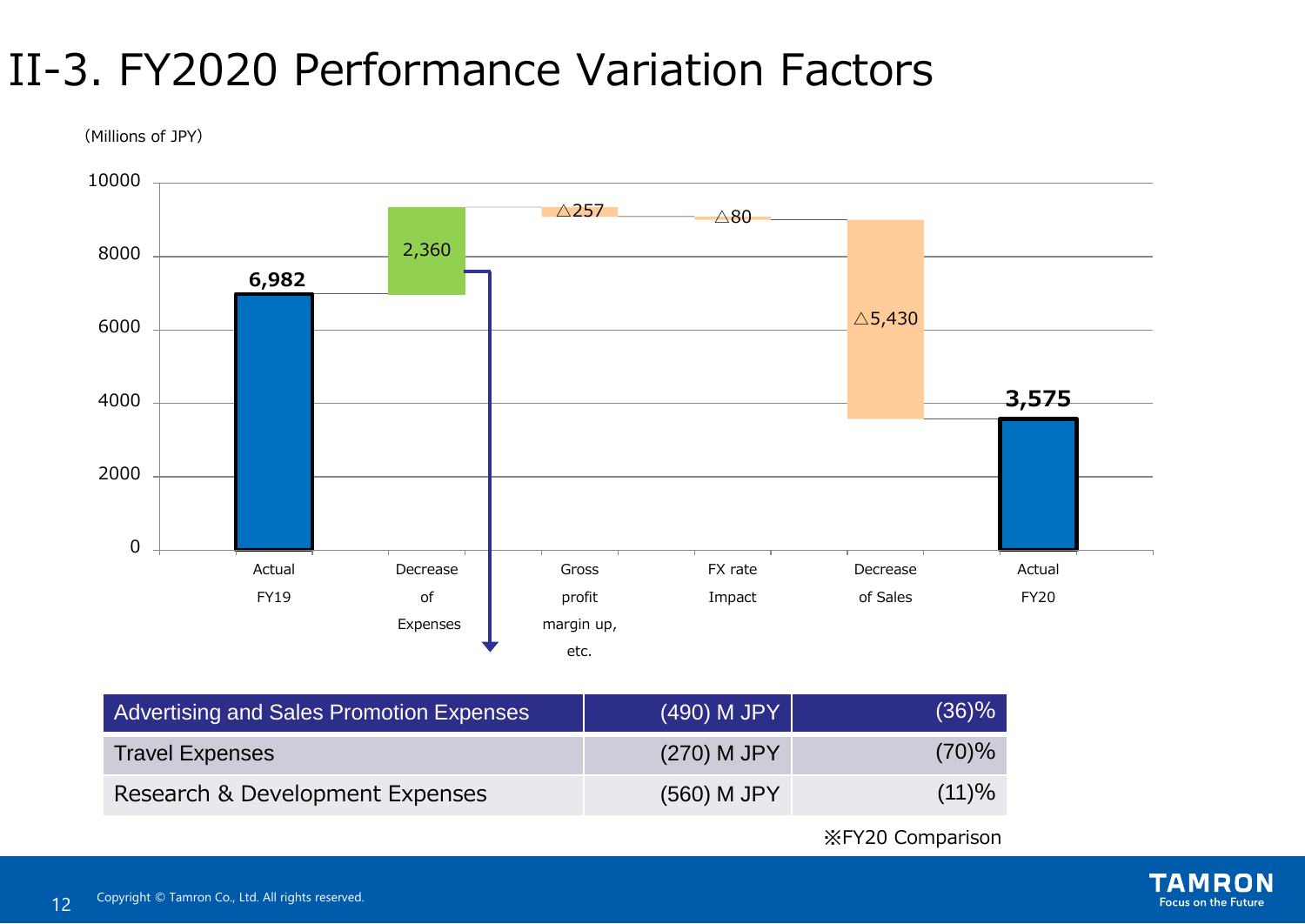# II-3. FY2020 Performance Variation Factors

(Millions of JPY)

| | Value |
|---|---|
| Actual FY19 | 6,982 |
| Decrease of Expenses | 2,360 |
| Gross profit margin up, etc. | △257 |
| FX rate Impact | △80 |
| Decrease of Sales | △5,430 |
| Actual FY20 | 3,575 |

| Advertising and Sales Promotion Expenses | (490) M JPY | (36)% |
|---|---|---|
| Travel Expenses | (270) M JPY | (70)% |
| Research & Development Expenses | (560) M JPY | (11)% |

※FY20 Comparison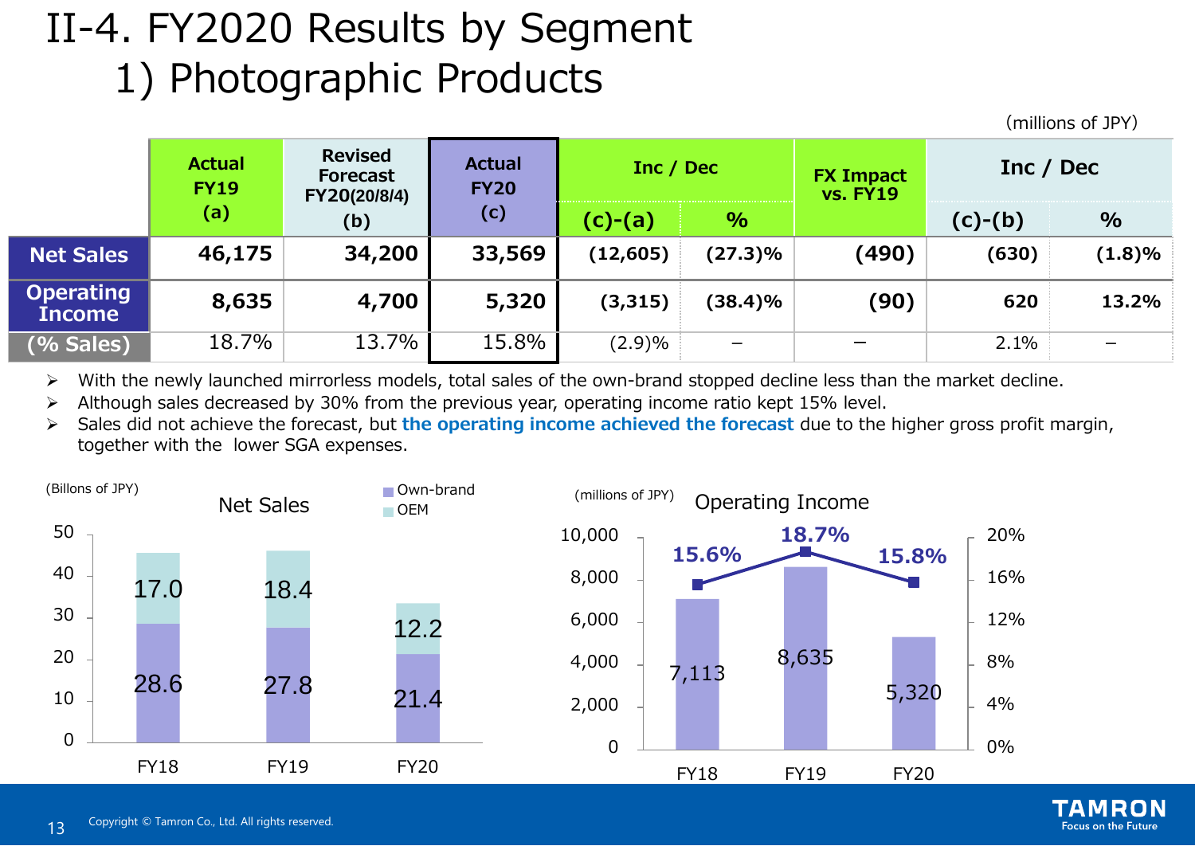# II-4. FY2020 Results by Segment
## 1) Photographic Products

(millions of JPY)

| | Actual FY19 (a) | Revised Forecast FY20(20/8/4) (b) | Actual FY20 (c) | Inc / Dec | | FX Impact vs. FY19 | Inc / Dec | |
|---|---|---|---|---|---|---|---|---|
| | | | | (c)-(a) | % | | (c)-(b) | % |
| **Net Sales** | 46,175 | 34,200 | 33,569 | (12,605) | (27.3)% | (490) | (630) | (1.8)% |
| **Operating Income** | 8,635 | 4,700 | 5,320 | (3,315) | (38.4)% | (90) | 620 | 13.2% |
| **(% Sales)** | 18.7% | 13.7% | 15.8% | (2.9)% | – | – | 2.1% | – |

- With the newly launched mirrorless models, total sales of the own-brand stopped decline less than the market decline.
- Although sales decreased by 30% from the previous year, operating income ratio kept 15% level.
- Sales did not achieve the forecast, but **the operating income achieved the forecast** due to the higher gross profit margin, together with the lower SGA expenses.

**Net Sales** (Billons of JPY)

| | Own-brand | OEM |
|---|---|---|
| FY18 | 28.6 | 17.0 |
| FY19 | 27.8 | 18.4 |
| FY20 | 21.4 | 12.2 |

**Operating Income** (millions of JPY)

| | Operating Income | % Sales |
|---|---|---|
| FY18 | 7,113 | 15.6% |
| FY19 | 8,635 | 18.7% |
| FY20 | 5,320 | 15.8% |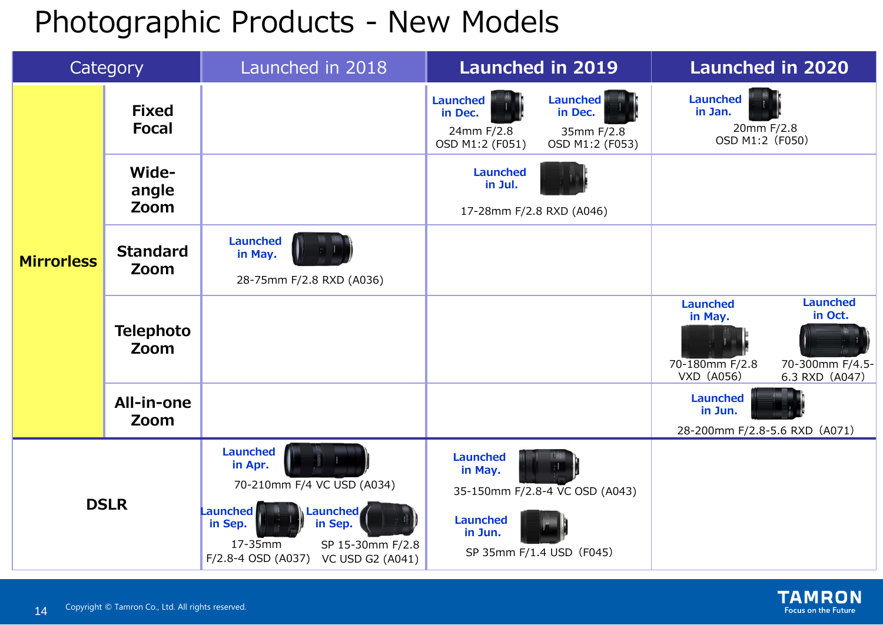# Photographic Products - New Models

| Category | | Launched in 2018 | Launched in 2019 | Launched in 2020 |
|---|---|---|---|---|
| Mirrorless | Fixed Focal | | Launched in Dec. 24mm F/2.8 OSD M1:2 (F051); Launched in Dec. 35mm F/2.8 OSD M1:2 (F053) | Launched in Jan. 20mm F/2.8 OSD M1:2 (F050) |
| | Wide-angle Zoom | | Launched in Jul. 17-28mm F/2.8 RXD (A046) | |
| | Standard Zoom | Launched in May. 28-75mm F/2.8 RXD (A036) | | |
| | Telephoto Zoom | | | Launched in May. 70-180mm F/2.8 VXD (A056); Launched in Oct. 70-300mm F/4.5-6.3 RXD (A047) |
| | All-in-one Zoom | | | Launched in Jun. 28-200mm F/2.8-5.6 RXD (A071) |
| DSLR | | Launched in Apr. 70-210mm F/4 VC USD (A034); Launched in Sep. 17-35mm F/2.8-4 OSD (A037); Launched in Sep. SP 15-30mm F/2.8 VC USD G2 (A041) | Launched in May. 35-150mm F/2.8-4 VC OSD (A043); Launched in Jun. SP 35mm F/1.4 USD (F045) | |

Copyright © Tamron Co., Ltd. All rights reserved.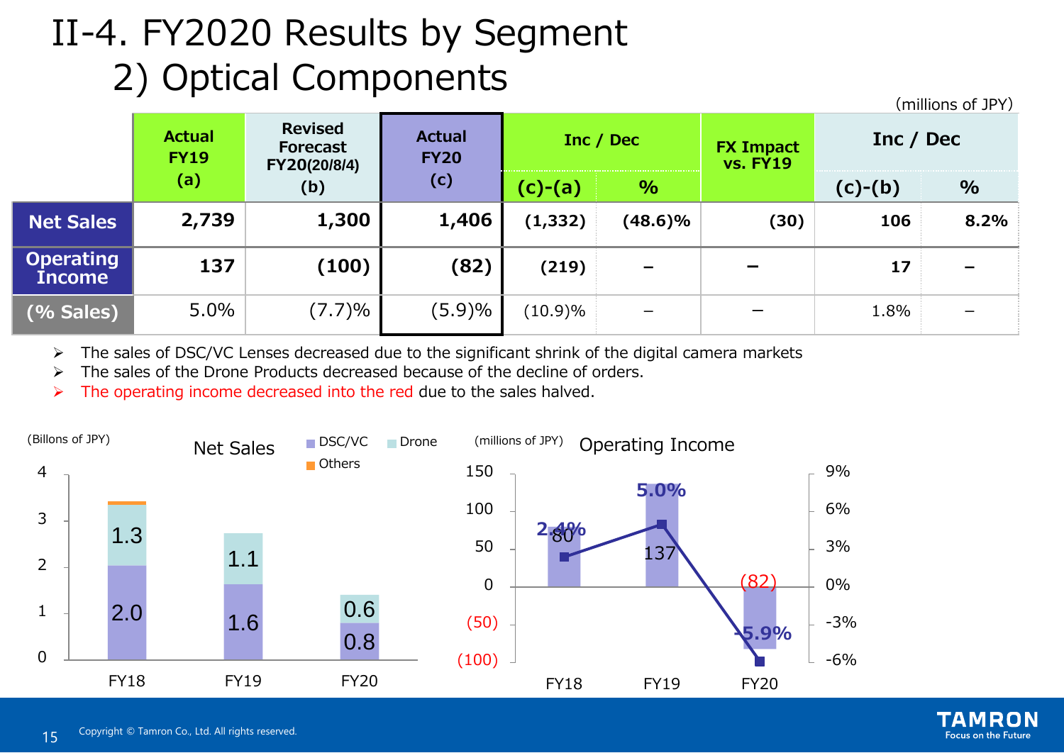# II-4. FY2020 Results by Segment
## 2) Optical Components

(millions of JPY)

| | Actual FY19 (a) | Revised Forecast FY20(20/8/4) (b) | Actual FY20 (c) | Inc / Dec | | FX Impact vs. FY19 | Inc / Dec | |
|---|---|---|---|---|---|---|---|---|
| | | | | (c)-(a) | % | | (c)-(b) | % |
| **Net Sales** | 2,739 | 1,300 | 1,406 | (1,332) | (48.6)% | (30) | 106 | 8.2% |
| **Operating Income** | 137 | (100) | (82) | (219) | – | – | 17 | – |
| **(% Sales)** | 5.0% | (7.7)% | (5.9)% | (10.9)% | – | – | 1.8% | – |

- The sales of DSC/VC Lenses decreased due to the significant shrink of the digital camera markets
- The sales of the Drone Products decreased because of the decline of orders.
- The operating income decreased into the red due to the sales halved.

**Net Sales** (Billons of JPY)

| | DSC/VC | Drone |
|---|---|---|
| FY18 | 2.0 | 1.3 |
| FY19 | 1.6 | 1.1 |
| FY20 | 0.8 | 0.6 |

**Operating Income** (millions of JPY)

| | Operating Income | % Sales |
|---|---|---|
| FY18 | 80 | 2.4% |
| FY19 | 137 | 5.0% |
| FY20 | (82) | -5.9% |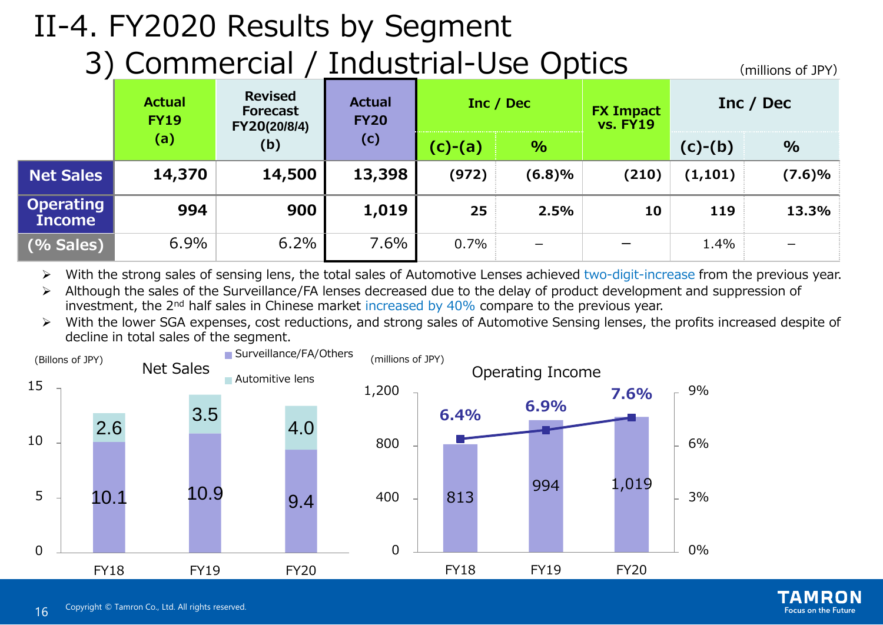# II-4. FY2020 Results by Segment

## 3) Commercial / Industrial-Use Optics

(millions of JPY)

| | Actual FY19 (a) | Revised Forecast FY20(20/8/4) (b) | Actual FY20 (c) | Inc / Dec (c)-(a) | Inc / Dec % | FX Impact vs. FY19 | Inc / Dec (c)-(b) | Inc / Dec % |
|---|---|---|---|---|---|---|---|---|
| **Net Sales** | **14,370** | **14,500** | **13,398** | **(972)** | **(6.8)%** | **(210)** | **(1,101)** | **(7.6)%** |
| **Operating Income** | **994** | **900** | **1,019** | **25** | **2.5%** | **10** | **119** | **13.3%** |
| **(% Sales)** | 6.9% | 6.2% | 7.6% | 0.7% | – | – | 1.4% | – |

- With the strong sales of sensing lens, the total sales of Automotive Lenses achieved two-digit-increase from the previous year.
- Although the sales of the Surveillance/FA lenses decreased due to the delay of product development and suppression of investment, the 2nd half sales in Chinese market increased by 40% compare to the previous year.
- With the lower SGA expenses, cost reductions, and strong sales of Automotive Sensing lenses, the profits increased despite of decline in total sales of the segment.

**Net Sales** (Billons of JPY)

| | FY18 | FY19 | FY20 |
|---|---|---|---|
| Automitive lens | 2.6 | 3.5 | 4.0 |
| Surveillance/FA/Others | 10.1 | 10.9 | 9.4 |

**Operating Income** (millions of JPY)

| | FY18 | FY19 | FY20 |
|---|---|---|---|
| Operating Income | 813 | 994 | 1,019 |
| % Sales | 6.4% | 6.9% | 7.6% |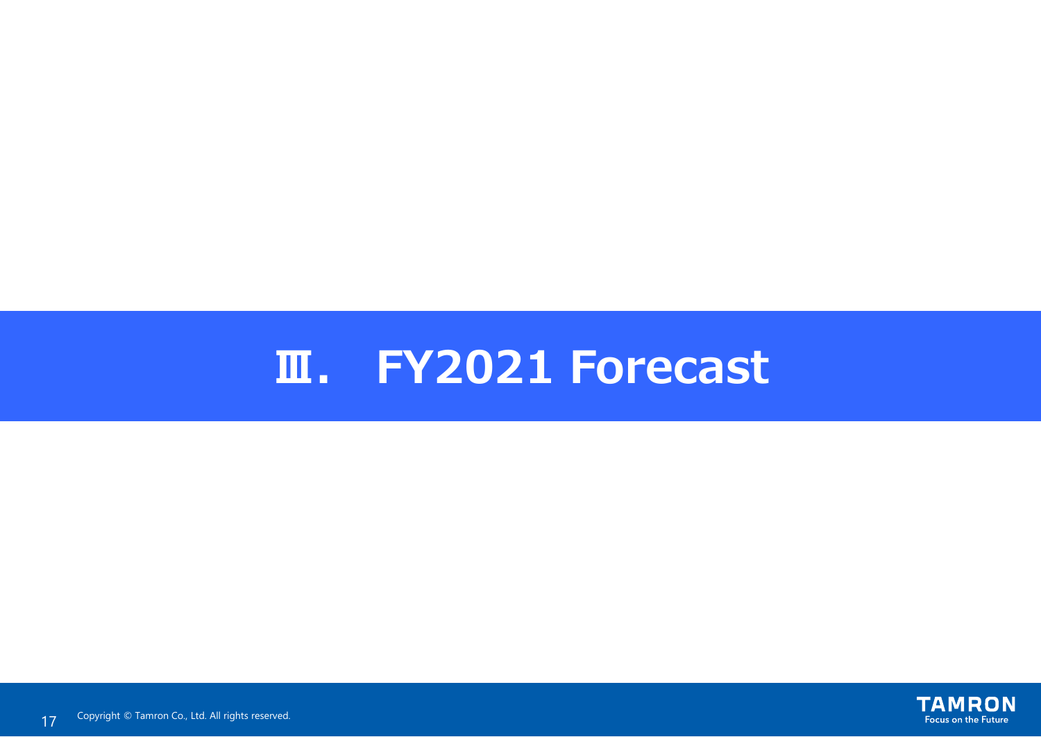# Ⅲ.　FY2021 Forecast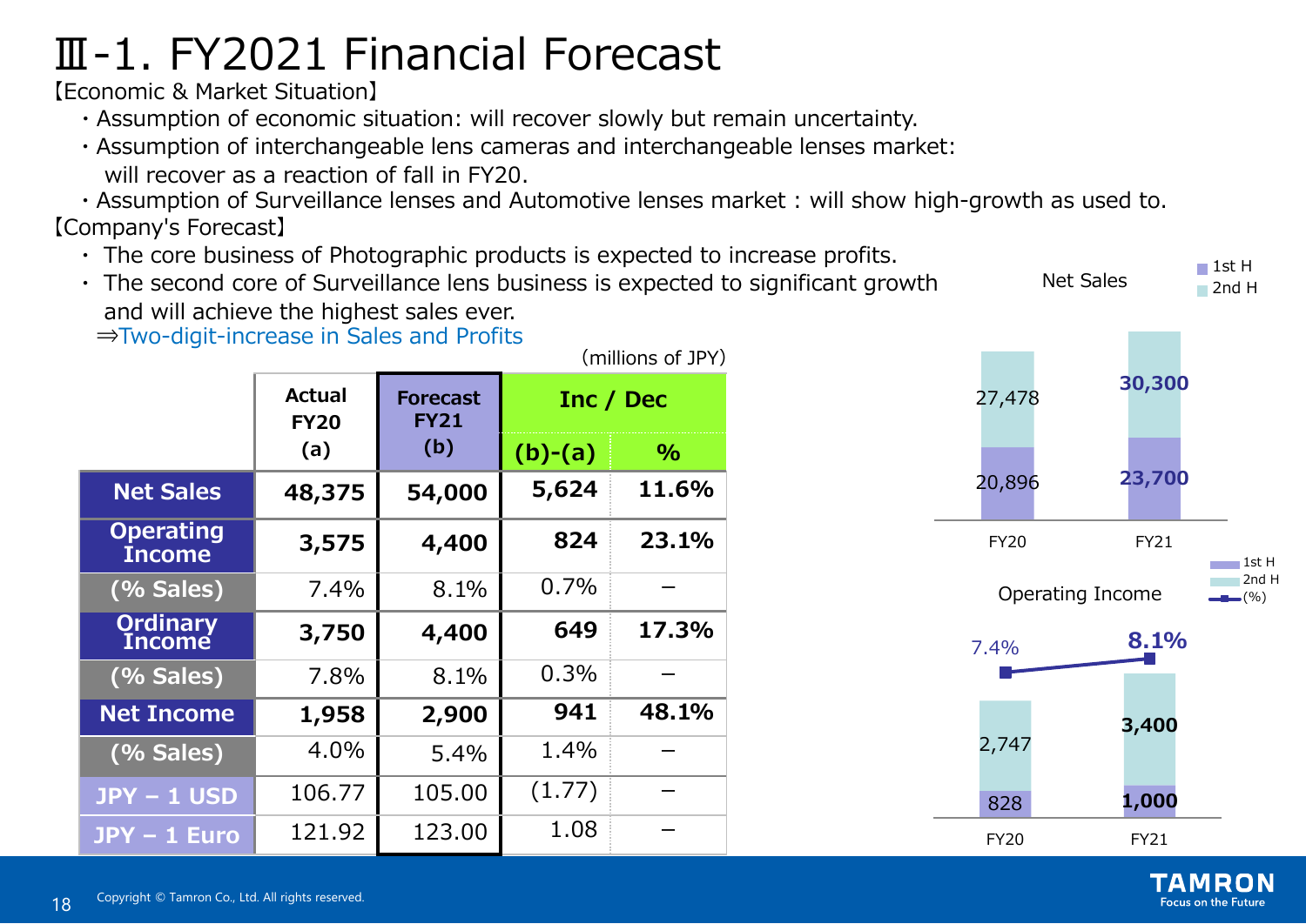# Ⅲ-1. FY2021 Financial Forecast

【Economic & Market Situation】

- Assumption of economic situation: will recover slowly but remain uncertainty.
- Assumption of interchangeable lens cameras and interchangeable lenses market: will recover as a reaction of fall in FY20.
- Assumption of Surveillance lenses and Automotive lenses market : will show high-growth as used to.

【Company's Forecast】

- The core business of Photographic products is expected to increase profits.
- The second core of Surveillance lens business is expected to significant growth and will achieve the highest sales ever.

⇒Two-digit-increase in Sales and Profits

(millions of JPY)

| | Actual FY20 (a) | Forecast FY21 (b) | Inc / Dec (b)-(a) | Inc / Dec % |
|---|---|---|---|---|
| Net Sales | 48,375 | 54,000 | 5,624 | 11.6% |
| Operating Income | 3,575 | 4,400 | 824 | 23.1% |
| (% Sales) | 7.4% | 8.1% | 0.7% | – |
| Ordinary Income | 3,750 | 4,400 | 649 | 17.3% |
| (% Sales) | 7.8% | 8.1% | 0.3% | – |
| Net Income | 1,958 | 2,900 | 941 | 48.1% |
| (% Sales) | 4.0% | 5.4% | 1.4% | – |
| JPY – 1 USD | 106.77 | 105.00 | (1.77) | – |
| JPY – 1 Euro | 121.92 | 123.00 | 1.08 | – |

**Net Sales**

| | 1st H | 2nd H |
|---|---|---|
| FY20 | 20,896 | 27,478 |
| FY21 | 23,700 | 30,300 |

**Operating Income**

| | 1st H | 2nd H | (%) |
|---|---|---|---|
| FY20 | 828 | 2,747 | 7.4% |
| FY21 | 1,000 | 3,400 | 8.1% |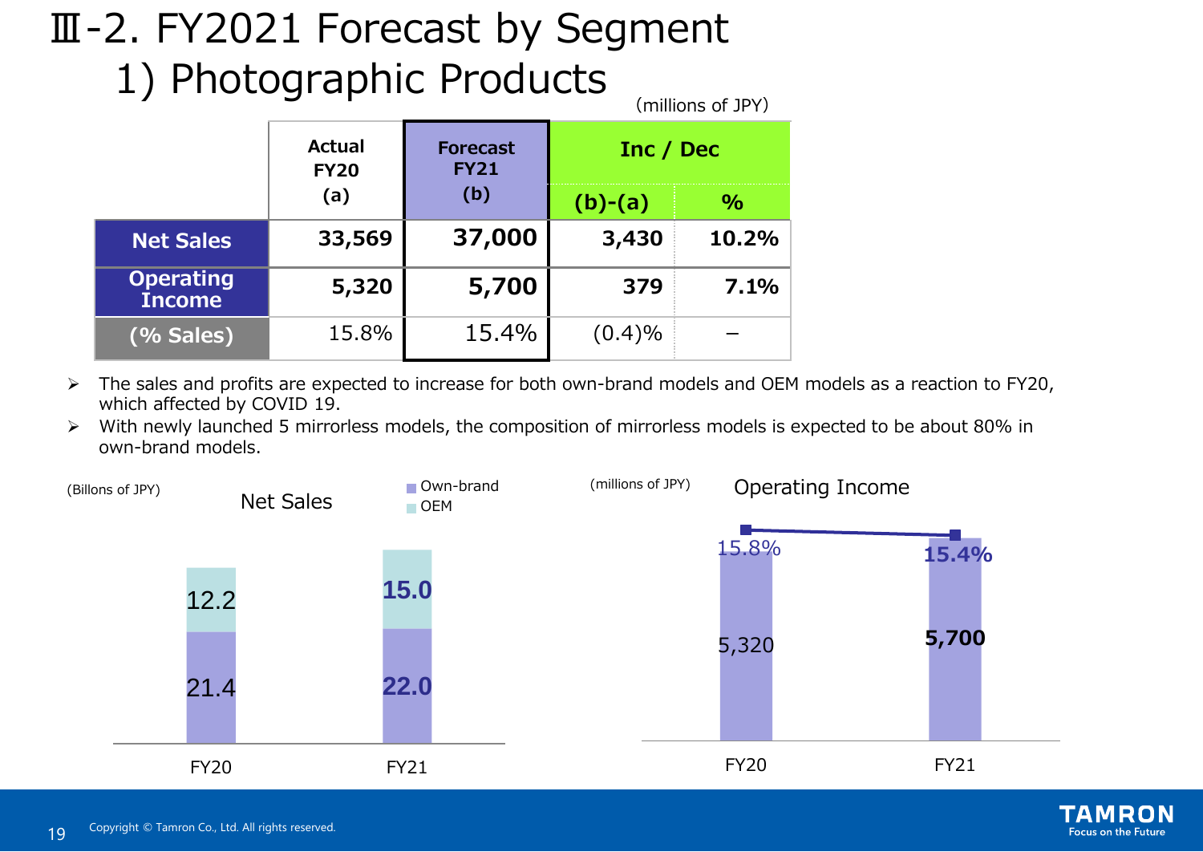# Ⅲ-2. FY2021 Forecast by Segment

## 1) Photographic Products

(millions of JPY)

| | Actual FY20 (a) | Forecast FY21 (b) | Inc / Dec | |
|---|---|---|---|---|
| | | | (b)-(a) | % |
| **Net Sales** | **33,569** | **37,000** | **3,430** | **10.2%** |
| **Operating Income** | **5,320** | **5,700** | **379** | **7.1%** |
| **(% Sales)** | 15.8% | 15.4% | (0.4)% | － |

- The sales and profits are expected to increase for both own-brand models and OEM models as a reaction to FY20, which affected by COVID 19.
- With newly launched 5 mirrorless models, the composition of mirrorless models is expected to be about 80% in own-brand models.

**Net Sales** (Billons of JPY)

| | Own-brand | OEM |
|---|---|---|
| FY20 | 21.4 | 12.2 |
| FY21 | 22.0 | 15.0 |

**Operating Income** (millions of JPY)

| | Operating Income | % Sales |
|---|---|---|
| FY20 | 5,320 | 15.8% |
| FY21 | 5,700 | 15.4% |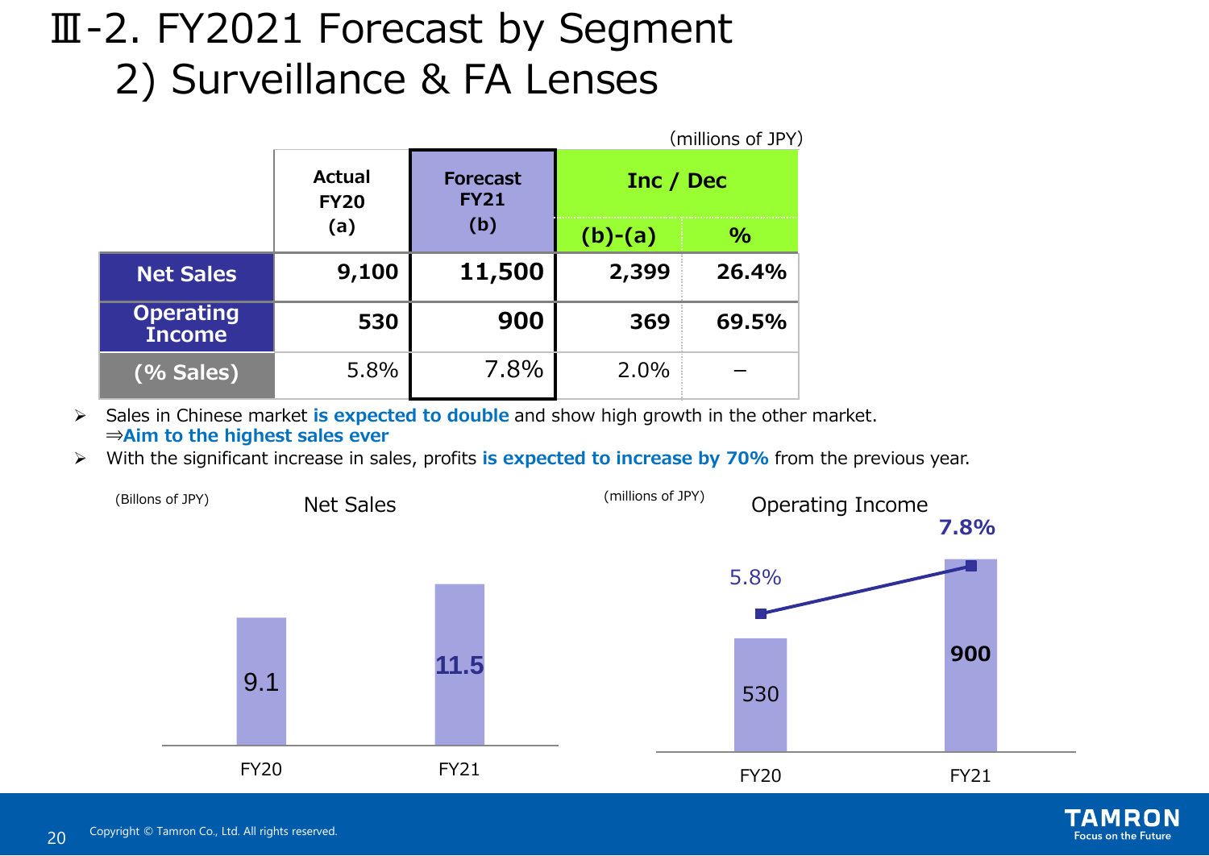# Ⅲ-2. FY2021 Forecast by Segment
## 2) Surveillance & FA Lenses

(millions of JPY)

| | Actual FY20 (a) | Forecast FY21 (b) | Inc / Dec (b)-(a) | Inc / Dec % |
|---|---|---|---|---|
| **Net Sales** | **9,100** | **11,500** | **2,399** | **26.4%** |
| **Operating Income** | **530** | **900** | **369** | **69.5%** |
| **(% Sales)** | 5.8% | 7.8% | 2.0% | – |

- Sales in Chinese market **is expected to double** and show high growth in the other market.
  ⇒**Aim to the highest sales ever**
- With the significant increase in sales, profits **is expected to increase by 70%** from the previous year.

**Net Sales** (Billons of JPY)

| | FY20 | FY21 |
|---|---|---|
| Net Sales | 9.1 | 11.5 |

**Operating Income** (millions of JPY)

| | FY20 | FY21 |
|---|---|---|
| Operating Income | 530 | 900 |
| % Sales | 5.8% | 7.8% |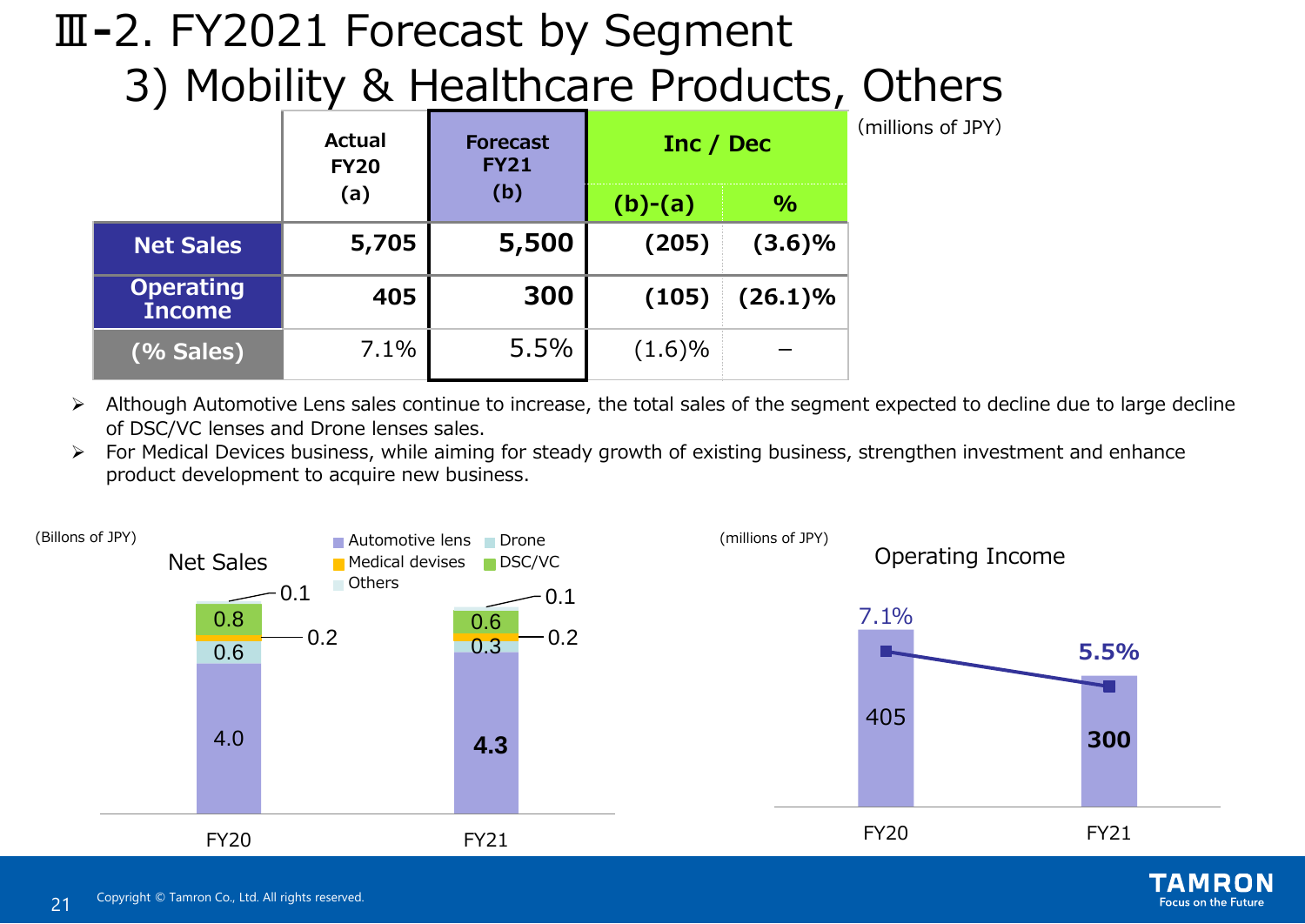# Ⅲ-2. FY2021 Forecast by Segment

## 3) Mobility & Healthcare Products, Others

(millions of JPY)

| | Actual FY20 (a) | Forecast FY21 (b) | Inc / Dec (b)-(a) | Inc / Dec % |
|---|---|---|---|---|
| **Net Sales** | **5,705** | **5,500** | **(205)** | **(3.6)%** |
| **Operating Income** | **405** | **300** | **(105)** | **(26.1)%** |
| **(% Sales)** | 7.1% | 5.5% | (1.6)% | – |

- Although Automotive Lens sales continue to increase, the total sales of the segment expected to decline due to large decline of DSC/VC lenses and Drone lenses sales.
- For Medical Devices business, while aiming for steady growth of existing business, strengthen investment and enhance product development to acquire new business.

**Net Sales** (Billons of JPY)

| | Automotive lens | Drone | Medical devises | DSC/VC | Others |
|---|---|---|---|---|---|
| FY20 | 4.0 | 0.6 | 0.2 | 0.8 | 0.1 |
| FY21 | 4.3 | 0.3 | 0.2 | 0.6 | 0.1 |

**Operating Income** (millions of JPY)

| | Operating Income | % Sales |
|---|---|---|
| FY20 | 405 | 7.1% |
| FY21 | 300 | 5.5% |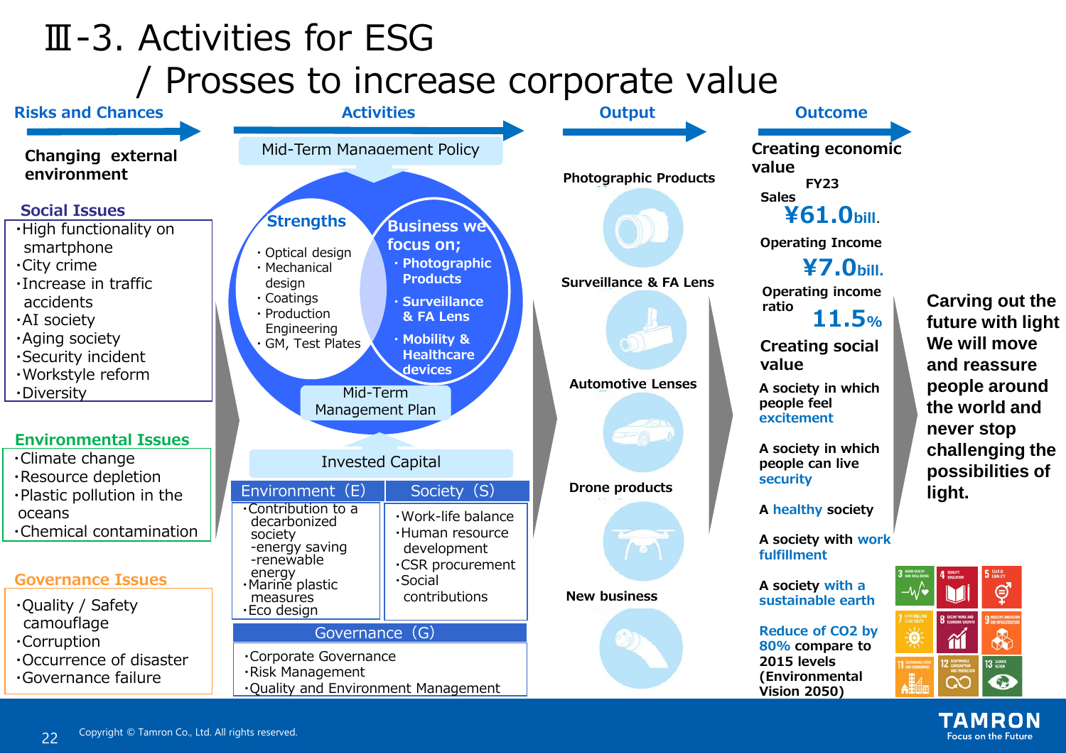# Ⅲ-3. Activities for ESG / Prosses to increase corporate value

## Risks and Chances

**Changing external environment**

### Social Issues

- High functionality on smartphone
- City crime
- Increase in traffic accidents
- AI society
- Aging society
- Security incident
- Workstyle reform
- Diversity

### Environmental Issues

- Climate change
- Resource depletion
- Plastic pollution in the oceans
- Chemical contamination

### Governance Issues

- Quality / Safety camouflage
- Corruption
- Occurrence of disaster
- Governance failure

## Activities

Mid-Term Management Policy

**Strengths**

- Optical design
- Mechanical design
- Coatings
- Production Engineering
- GM, Test Plates

**Business we focus on;**

- **Photographic Products**
- **Surveillance & FA Lens**
- **Mobility & Healthcare devices**

Mid-Term Management Plan

Invested Capital

| Environment (E) | Society (S) |
|---|---|
| ・Contribution to a decarbonized society<br>-energy saving<br>-renewable energy<br>・Marine plastic measures<br>・Eco design | ・Work-life balance<br>・Human resource development<br>・CSR procurement<br>・Social contributions |

**Governance (G)**

- Corporate Governance
- Risk Management
- Quality and Environment Management

## Output

- **Photographic Products**
- **Surveillance & FA Lens**
- **Automotive Lenses**
- **Drone products**
- **New business**

## Outcome

**Creating economic value**

FY23

**Sales** ¥61.0bill.

**Operating Income** ¥7.0bill.

**Operating income ratio** 11.5%

**Creating social value**

- A society in which people feel excitement
- A society in which people can live security
- A healthy society
- A society with work fulfillment
- A society with a sustainable earth

Reduce of CO2 by 80% compare to 2015 levels (Environmental Vision 2050)

**Carving out the future with light We will move and reassure people around the world and never stop challenging the possibilities of light.**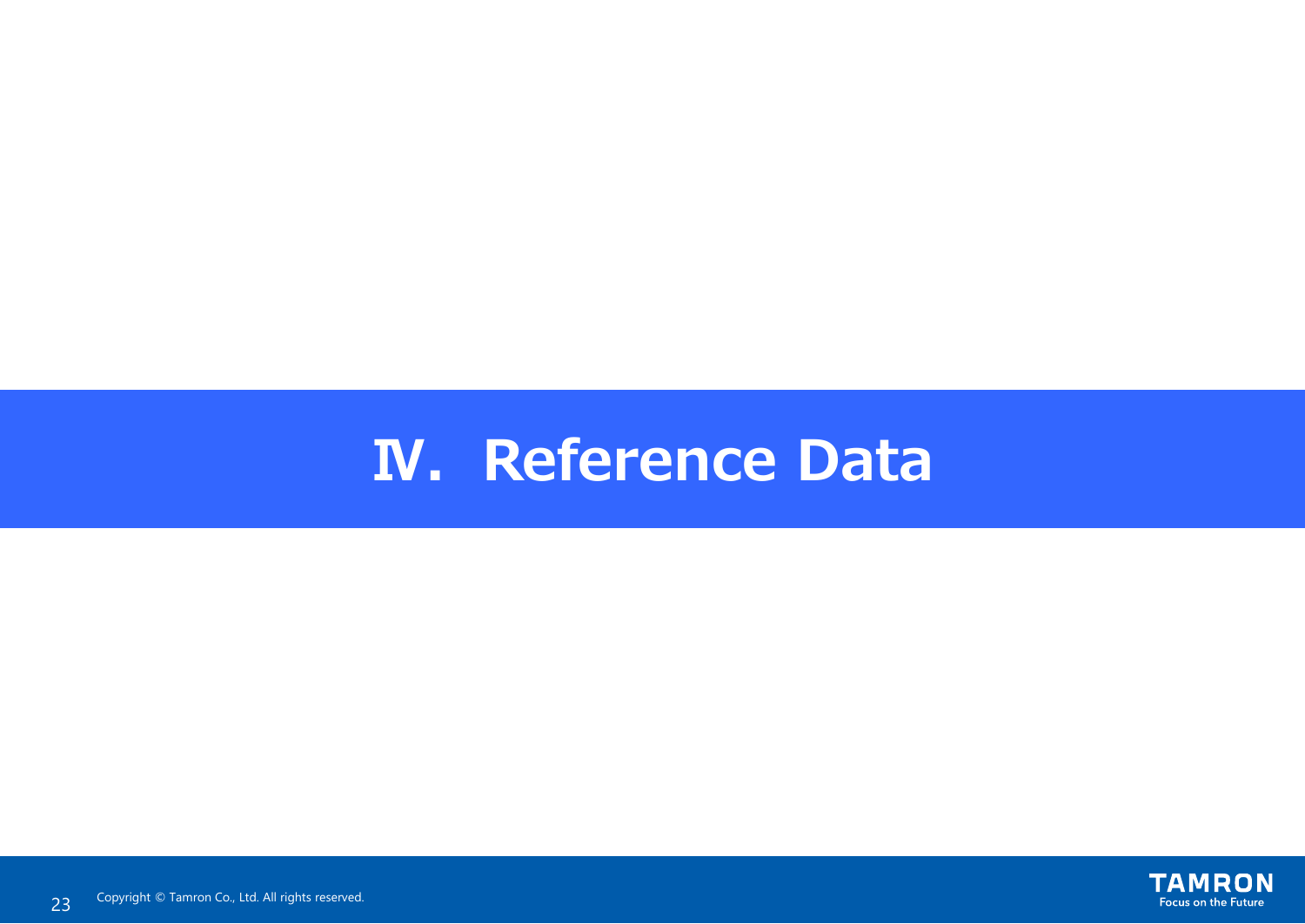# Ⅳ. Reference Data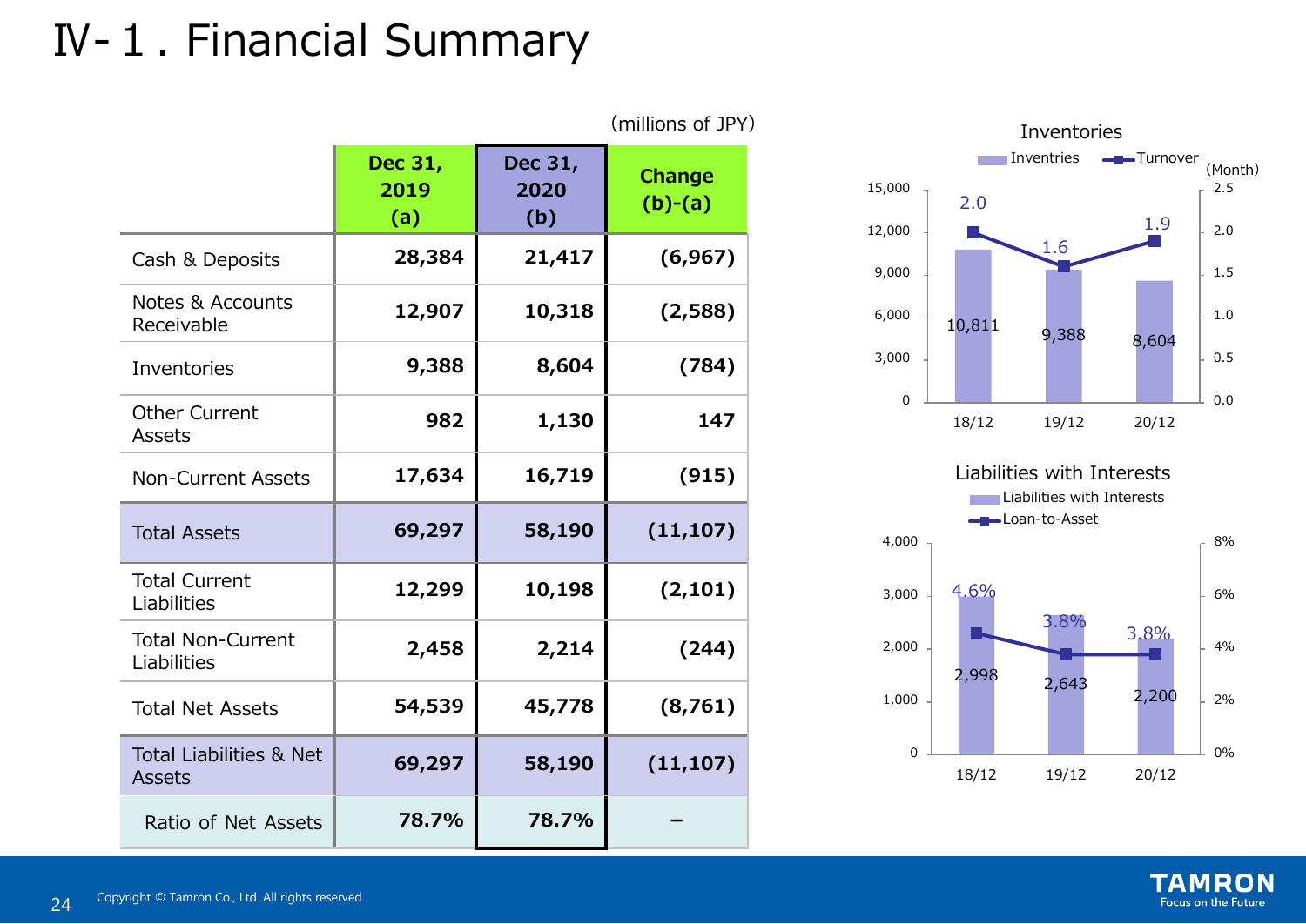# Ⅳ-１. Financial Summary

(millions of JPY)

| | Dec 31, 2019 (a) | Dec 31, 2020 (b) | Change (b)-(a) |
|---|---|---|---|
| Cash & Deposits | 28,384 | 21,417 | (6,967) |
| Notes & Accounts Receivable | 12,907 | 10,318 | (2,588) |
| Inventories | 9,388 | 8,604 | (784) |
| Other Current Assets | 982 | 1,130 | 147 |
| Non-Current Assets | 17,634 | 16,719 | (915) |
| Total Assets | 69,297 | 58,190 | (11,107) |
| Total Current Liabilities | 12,299 | 10,198 | (2,101) |
| Total Non-Current Liabilities | 2,458 | 2,214 | (244) |
| Total Net Assets | 54,539 | 45,778 | (8,761) |
| Total Liabilities & Net Assets | 69,297 | 58,190 | (11,107) |
| Ratio of Net Assets | 78.7% | 78.7% | – |

**Inventories**

| | 18/12 | 19/12 | 20/12 |
|---|---|---|---|
| Inventries | 10,811 | 9,388 | 8,604 |
| Turnover (Month) | 2.0 | 1.6 | 1.9 |

**Liabilities with Interests**

| | 18/12 | 19/12 | 20/12 |
|---|---|---|---|
| Liabilities with Interests | 2,998 | 2,643 | 2,200 |
| Loan-to-Asset | 4.6% | 3.8% | 3.8% |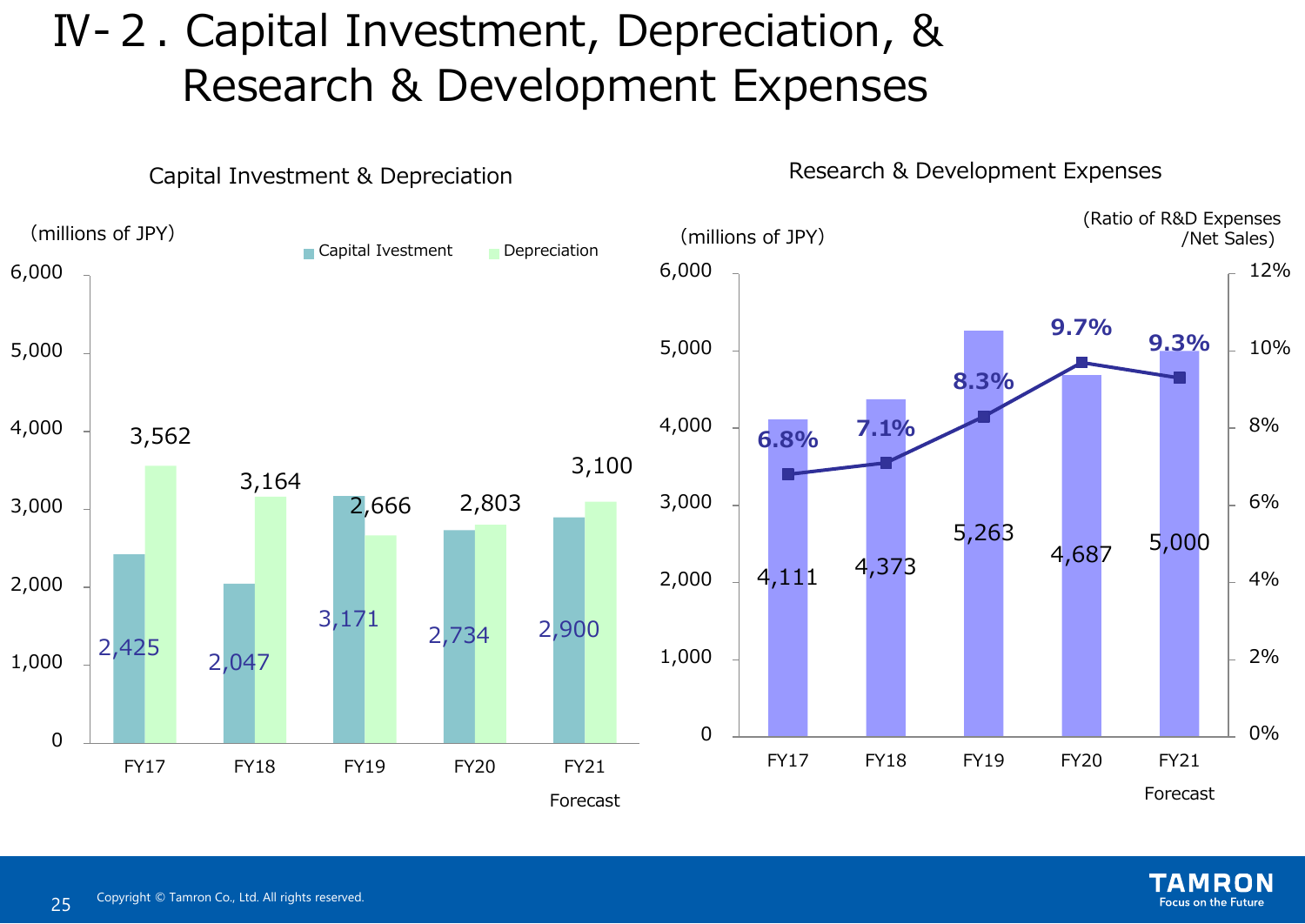# Ⅳ-２. Capital Investment, Depreciation, & Research & Development Expenses

## Capital Investment & Depreciation

(millions of JPY)

| | FY17 | FY18 | FY19 | FY20 | FY21 Forecast |
|---|---|---|---|---|---|
| Capital Ivestment | 2,425 | 2,047 | 3,171 | 2,734 | 2,900 |
| Depreciation | 3,562 | 3,164 | 2,666 | 2,803 | 3,100 |

## Research & Development Expenses

(millions of JPY)

| | FY17 | FY18 | FY19 | FY20 | FY21 Forecast |
|---|---|---|---|---|---|
| Research & Development Expenses | 4,111 | 4,373 | 5,263 | 4,687 | 5,000 |
| (Ratio of R&D Expenses /Net Sales) | 6.8% | 7.1% | 8.3% | 9.7% | 9.3% |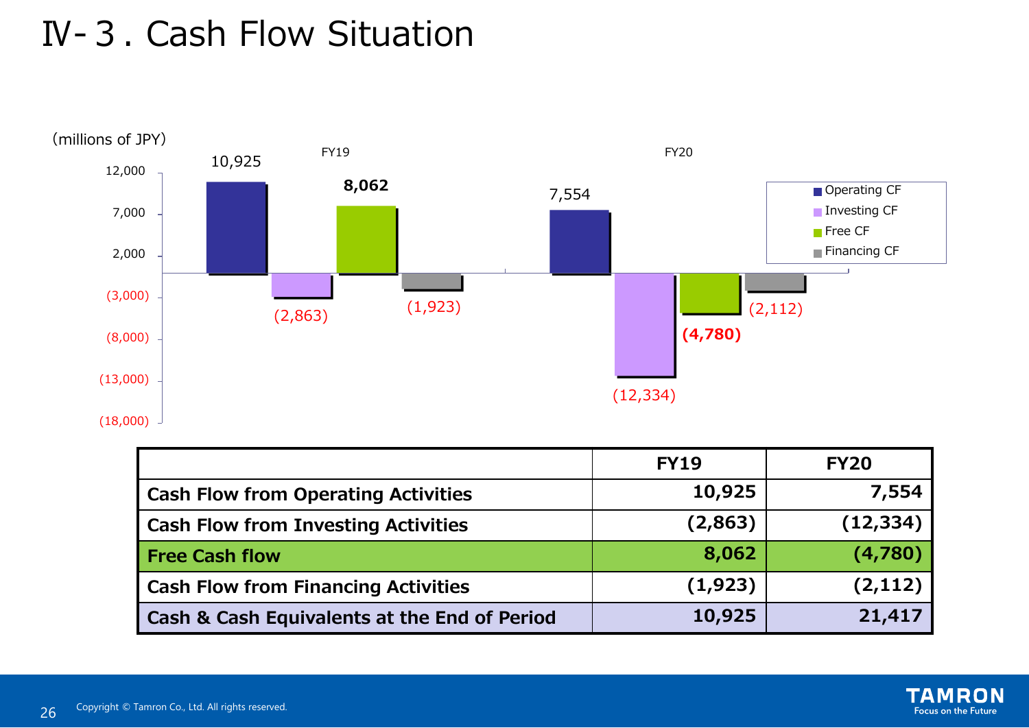# Ⅳ-３. Cash Flow Situation

(millions of JPY)

| | FY19 | FY20 |
|---|---|---|
| **Cash Flow from Operating Activities** | **10,925** | **7,554** |
| **Cash Flow from Investing Activities** | **(2,863)** | **(12,334)** |
| **Free Cash flow** | **8,062** | **(4,780)** |
| **Cash Flow from Financing Activities** | **(1,923)** | **(2,112)** |
| **Cash & Cash Equivalents at the End of Period** | **10,925** | **21,417** |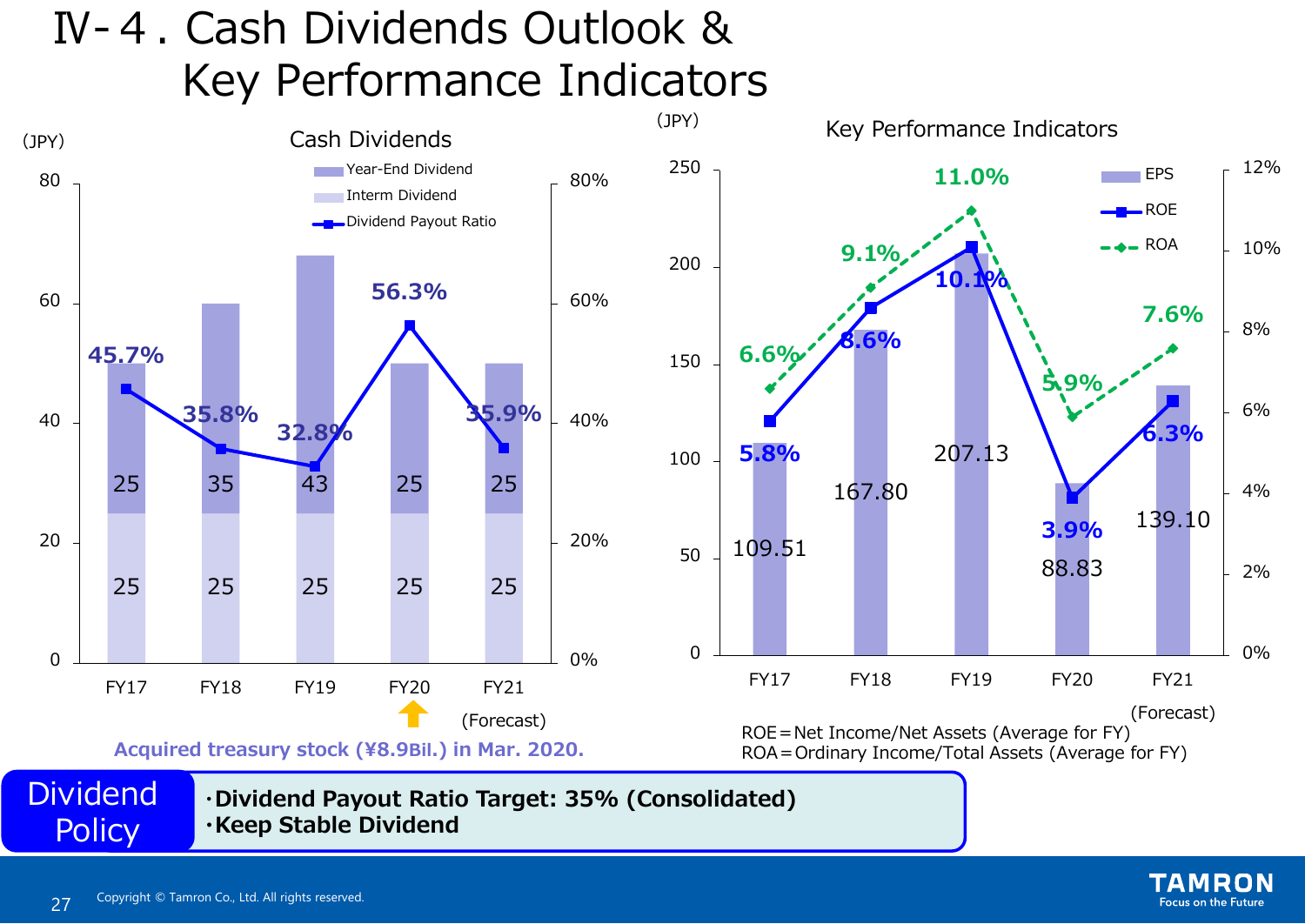# Ⅳ-4. Cash Dividends Outlook & Key Performance Indicators

### Cash Dividends

(JPY)

| | FY17 | FY18 | FY19 | FY20 | FY21 (Forecast) |
|---|---|---|---|---|---|
| Interm Dividend | 25 | 25 | 25 | 25 | 25 |
| Year-End Dividend | 25 | 35 | 43 | 25 | 25 |
| Dividend Payout Ratio | 45.7% | 35.8% | 32.8% | 56.3% | 35.9% |

Acquired treasury stock (¥8.9Bil.) in Mar. 2020.

### Key Performance Indicators

(JPY)

| | FY17 | FY18 | FY19 | FY20 | FY21 (Forecast) |
|---|---|---|---|---|---|
| EPS | 109.51 | 167.80 | 207.13 | 88.83 | 139.10 |
| ROE | 5.8% | 8.6% | 10.1% | 3.9% | 6.3% |
| ROA | 6.6% | 9.1% | 11.0% | 5.9% | 7.6% |

ROE＝Net Income/Net Assets (Average for FY)
ROA＝Ordinary Income/Total Assets (Average for FY)

**Dividend Policy**

- **Dividend Payout Ratio Target: 35% (Consolidated)**
- **Keep Stable Dividend**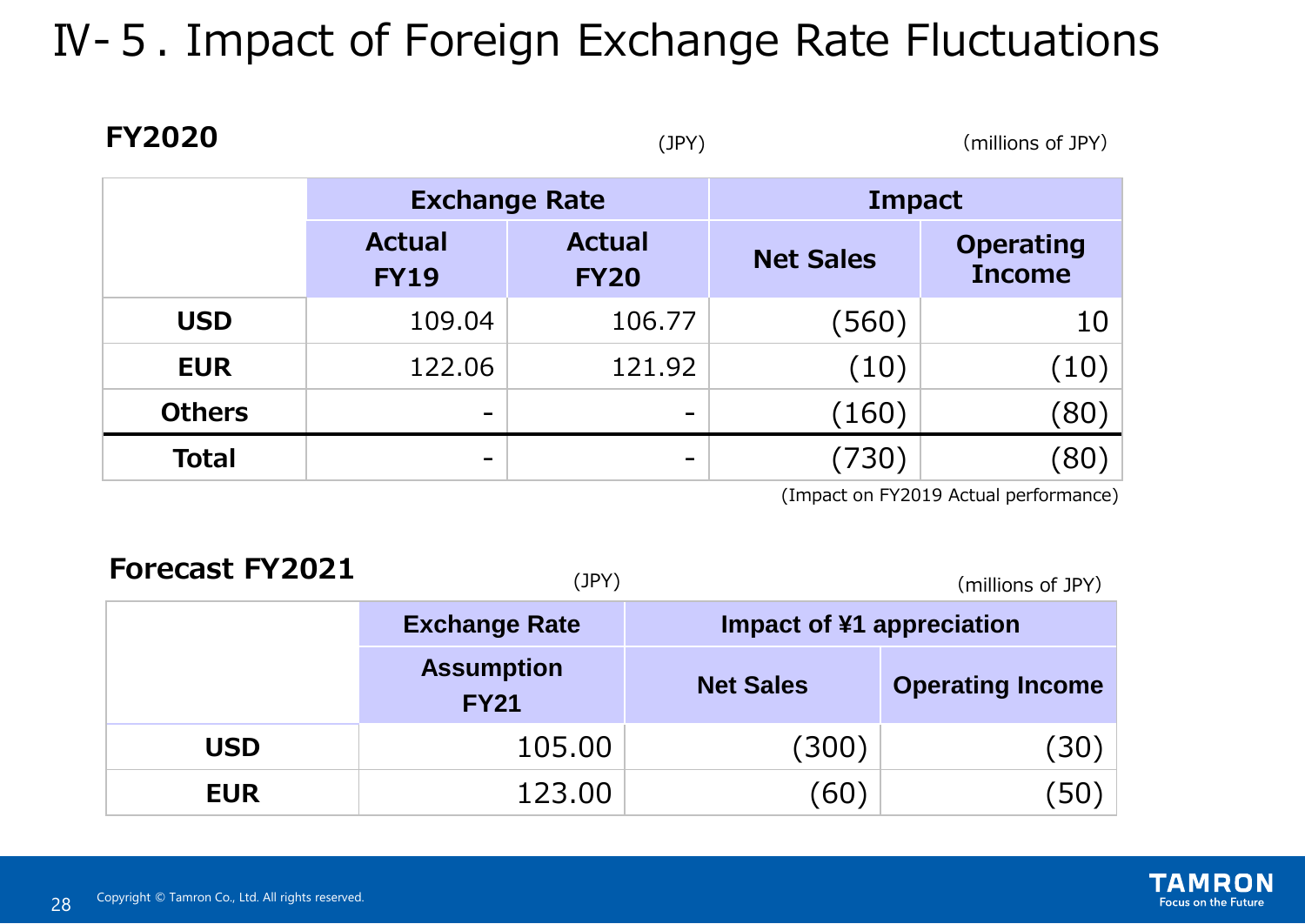# Ⅳ- 5 . Impact of Foreign Exchange Rate Fluctuations

## FY2020

(JPY) (millions of JPY)

| | Exchange Rate | | Impact | |
|---|---|---|---|---|
| | Actual FY19 | Actual FY20 | Net Sales | Operating Income |
| **USD** | 109.04 | 106.77 | (560) | 10 |
| **EUR** | 122.06 | 121.92 | (10) | (10) |
| **Others** | - | - | (160) | (80) |
| **Total** | - | - | (730) | (80) |

(Impact on FY2019 Actual performance)

## Forecast FY2021

(JPY) (millions of JPY)

| | Exchange Rate | Impact of ¥1 appreciation | |
|---|---|---|---|
| | Assumption FY21 | Net Sales | Operating Income |
| **USD** | 105.00 | (300) | (30) |
| **EUR** | 123.00 | (60) | (50) |

Copyright © Tamron Co., Ltd. All rights reserved.

TAMRON Focus on the Future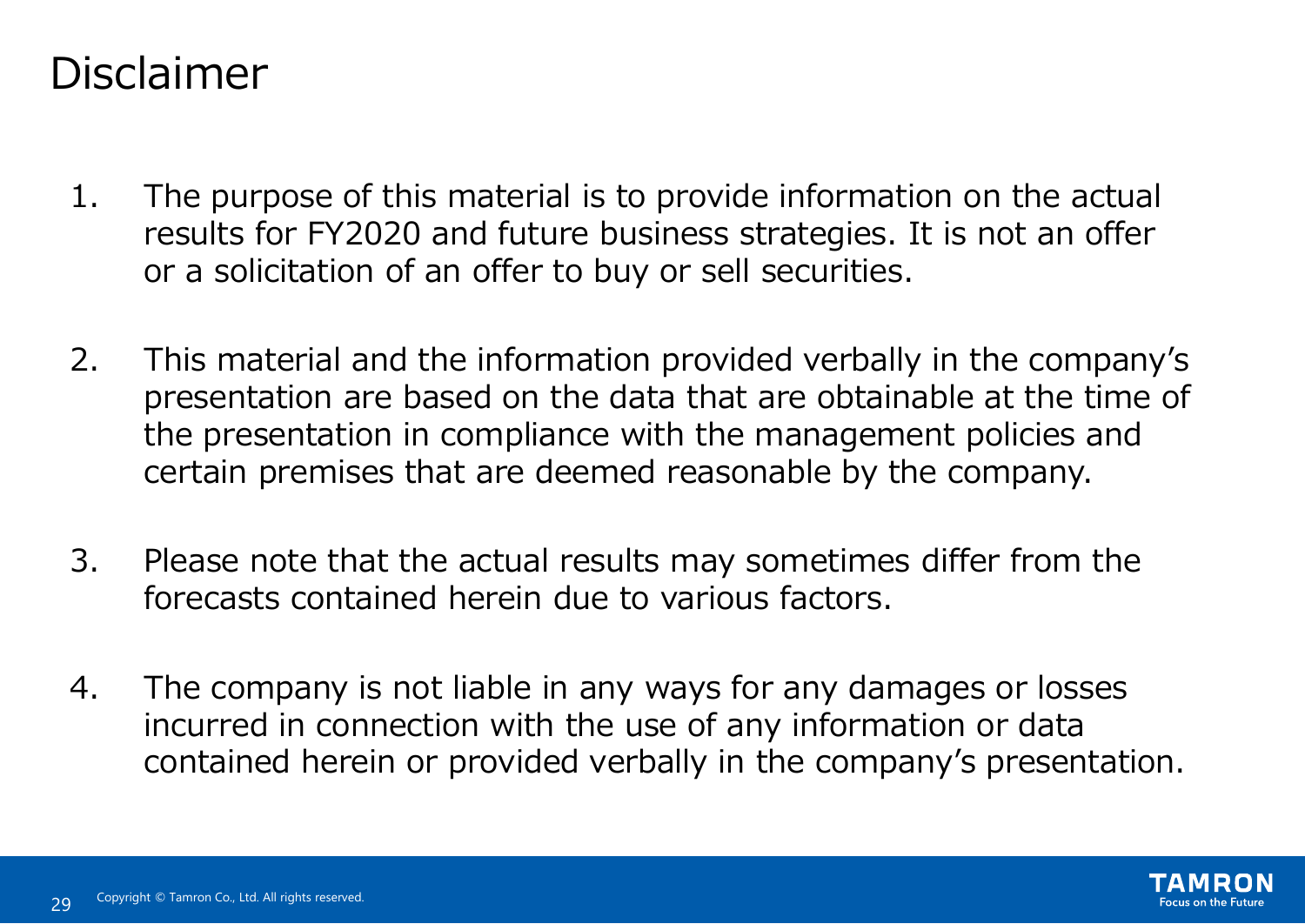# Disclaimer

1. The purpose of this material is to provide information on the actual results for FY2020 and future business strategies. It is not an offer or a solicitation of an offer to buy or sell securities.

2. This material and the information provided verbally in the company's presentation are based on the data that are obtainable at the time of the presentation in compliance with the management policies and certain premises that are deemed reasonable by the company.

3. Please note that the actual results may sometimes differ from the forecasts contained herein due to various factors.

4. The company is not liable in any ways for any damages or losses incurred in connection with the use of any information or data contained herein or provided verbally in the company's presentation.